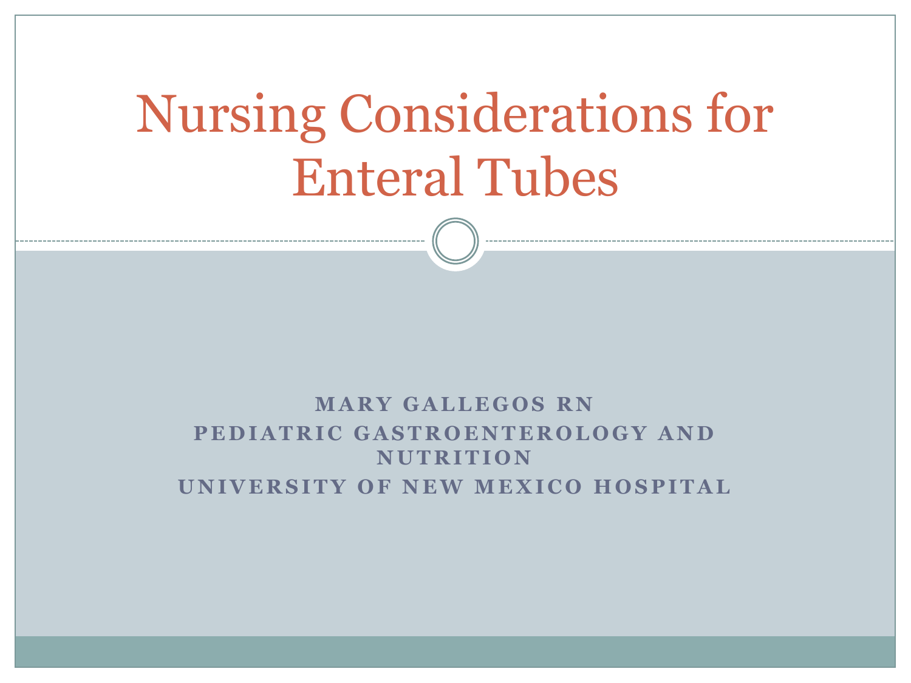# Nursing Considerations for Enteral Tubes

**MARY GALLEGOS RN**

**PEDIATRIC GASTROENTEROLOGY AND NUTRITION**

**UNIVERSITY OF NEW MEXICO HOSPITAL**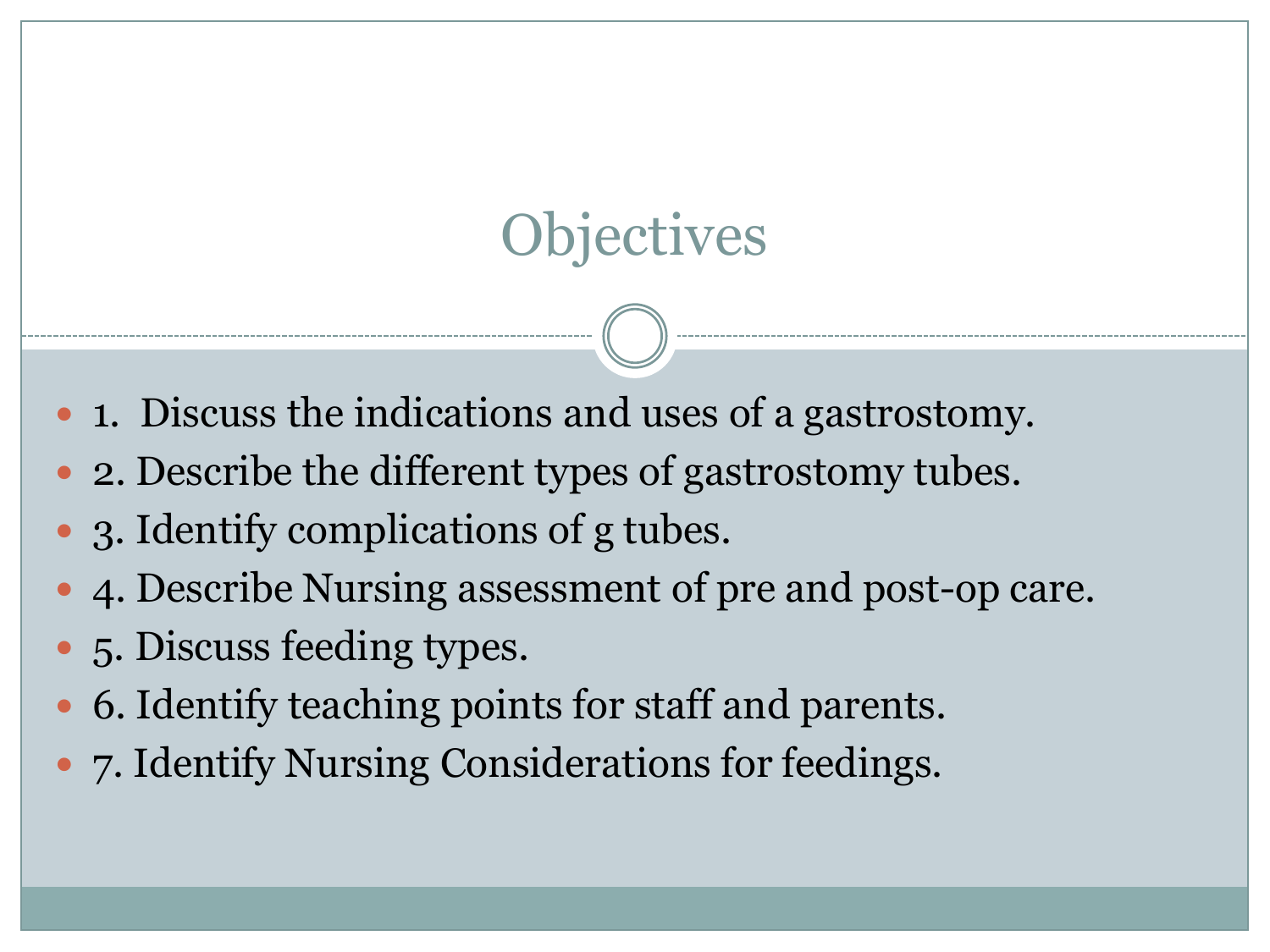# Objectives

- 1. Discuss the indications and uses of a gastrostomy.
- 2. Describe the different types of gastrostomy tubes.
- 3. Identify complications of g tubes.
- 4. Describe Nursing assessment of pre and post-op care.
- 5. Discuss feeding types.
- 6. Identify teaching points for staff and parents.
- 7. Identify Nursing Considerations for feedings.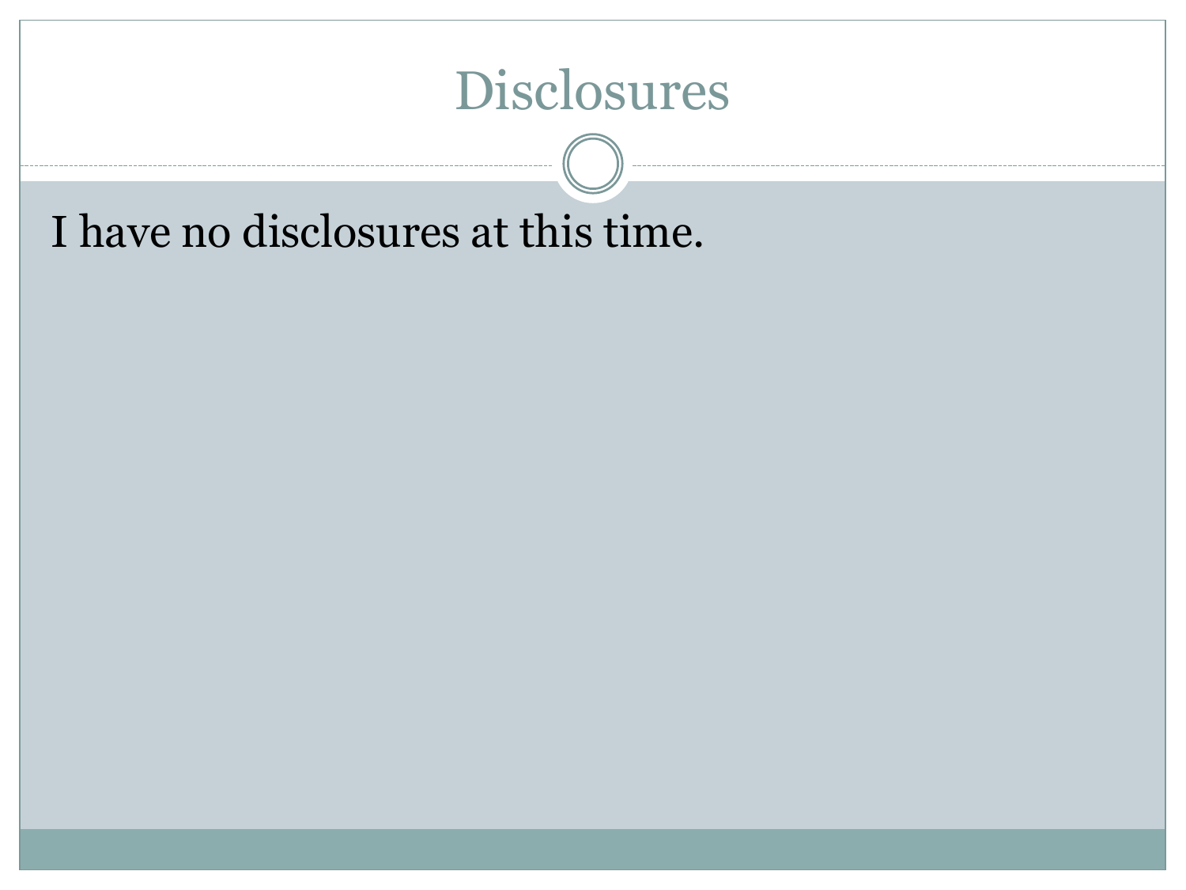# Disclosures

I have no disclosures at this time.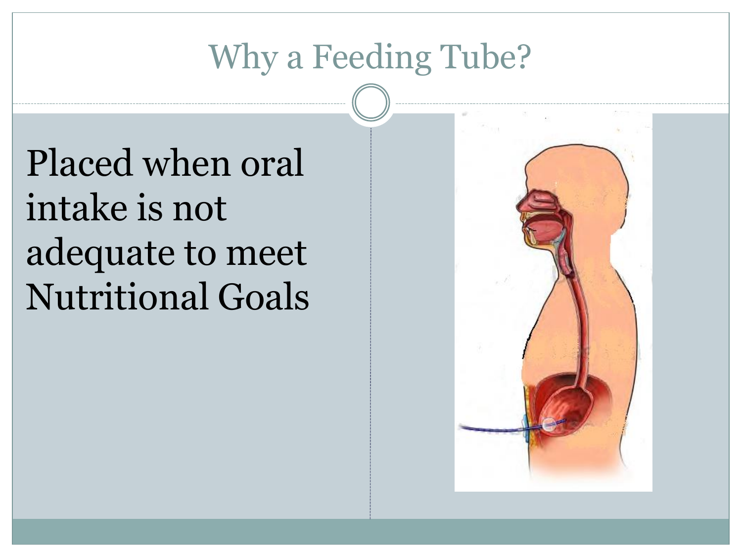# Why a Feeding Tube?

Placed when oral intake is not adequate to meet Nutritional Goals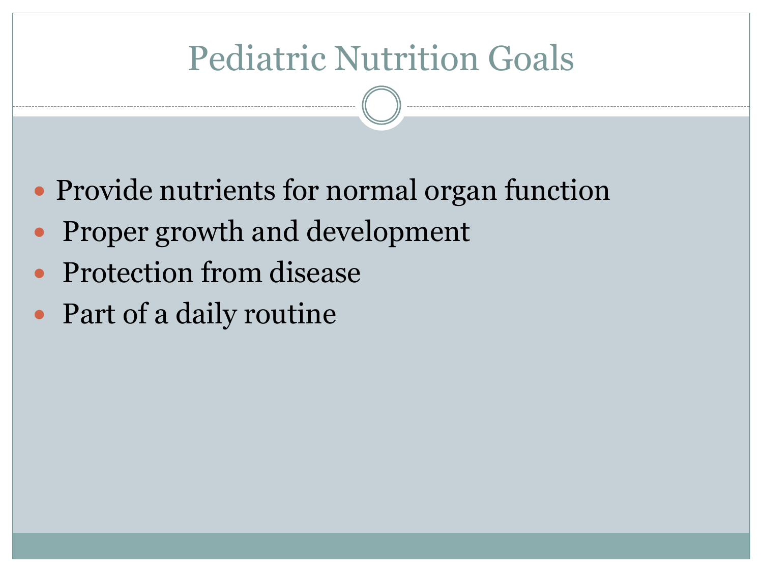# Pediatric Nutrition Goals

- Provide nutrients for normal organ function
- Proper growth and development
- Protection from disease
- Part of a daily routine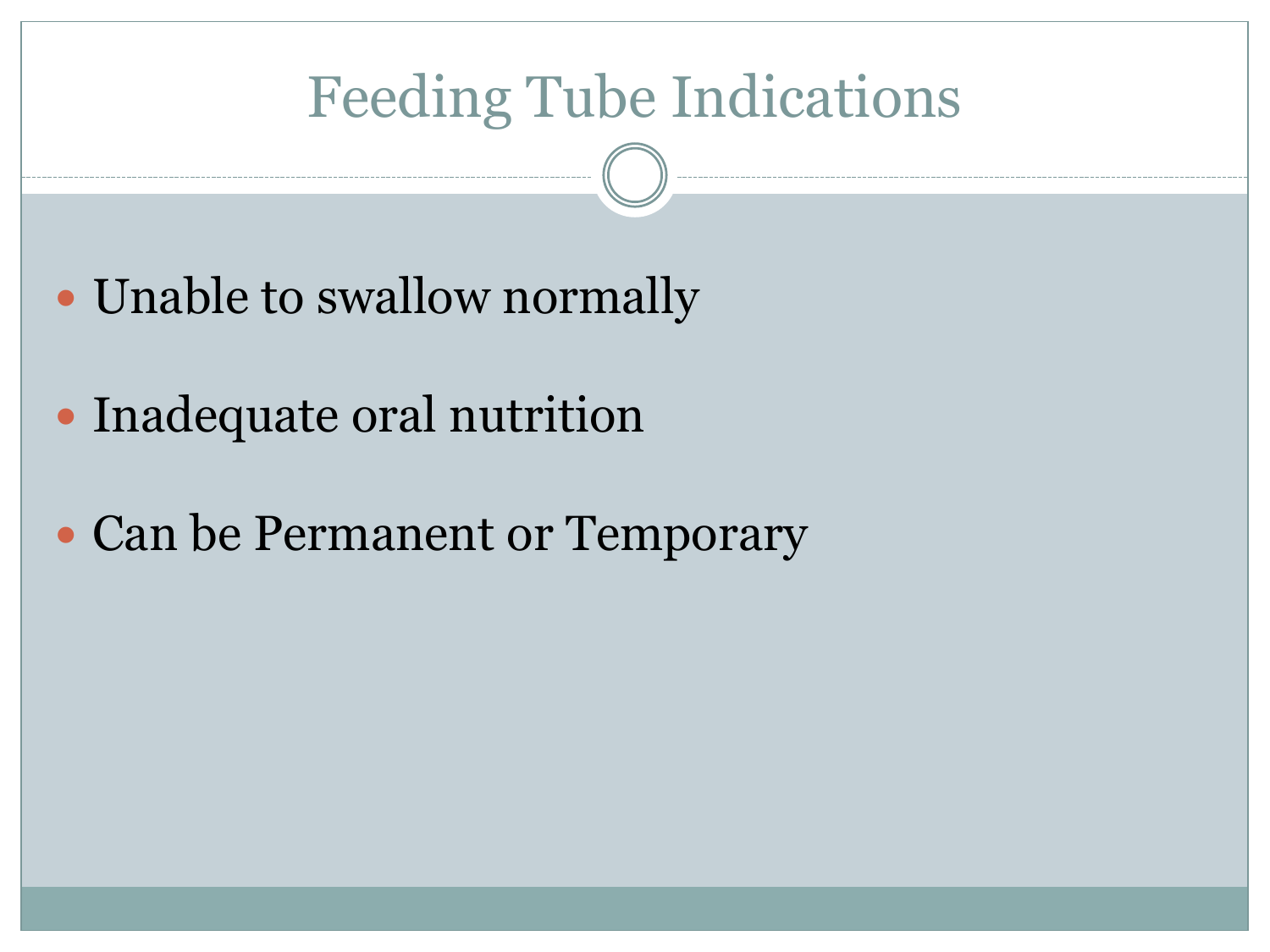# Feeding Tube Indications

- Unable to swallow normally
- Inadequate oral nutrition
- Can be Permanent or Temporary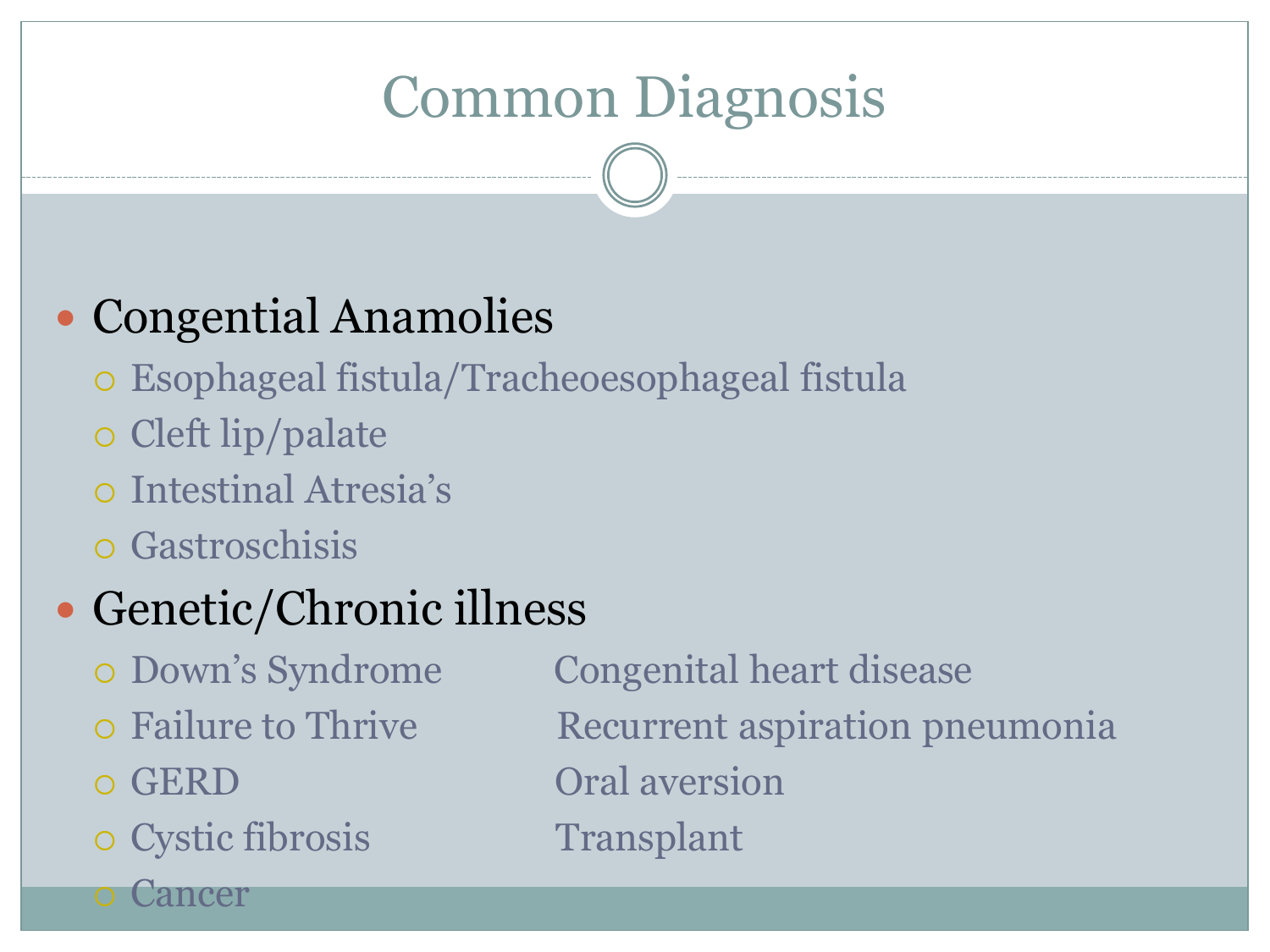# Common Diagnosis

- Congential Anamolies
  - Esophageal fistula/Tracheoesophageal fistula
  - Cleft lip/palate
  - Intestinal Atresia's
  - Gastroschisis
- Genetic/Chronic illness
  - Down's Syndrome
  - Failure to Thrive
  - GERD
  - Cystic fibrosis
  - Cancer
  - Congenital heart disease
  - Recurrent aspiration pneumonia
  - Oral aversion
  - Transplant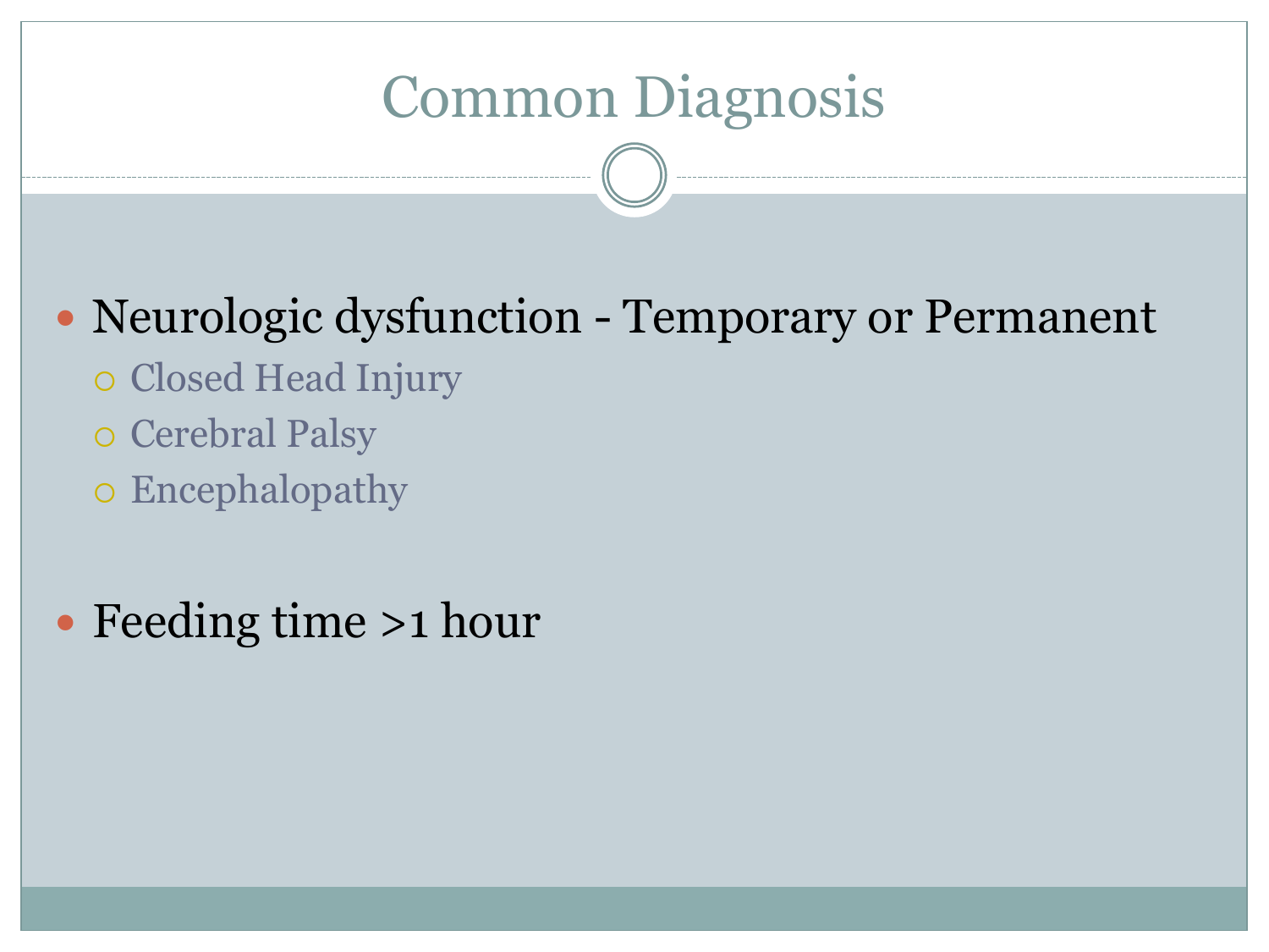# Common Diagnosis

- Neurologic dysfunction - Temporary or Permanent
  - Closed Head Injury
  - Cerebral Palsy
  - Encephalopathy

- Feeding time >1 hour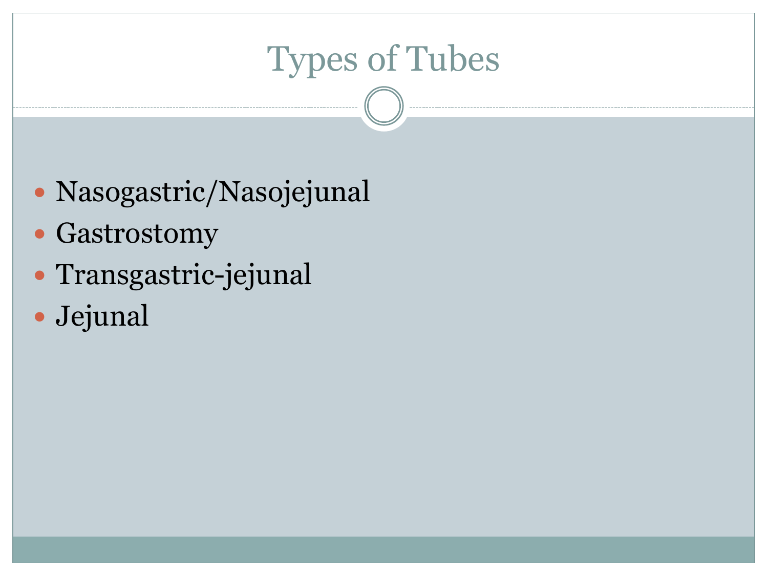# Types of Tubes

- Nasogastric/Nasojejunal
- Gastrostomy
- Transgastric-jejunal
- Jejunal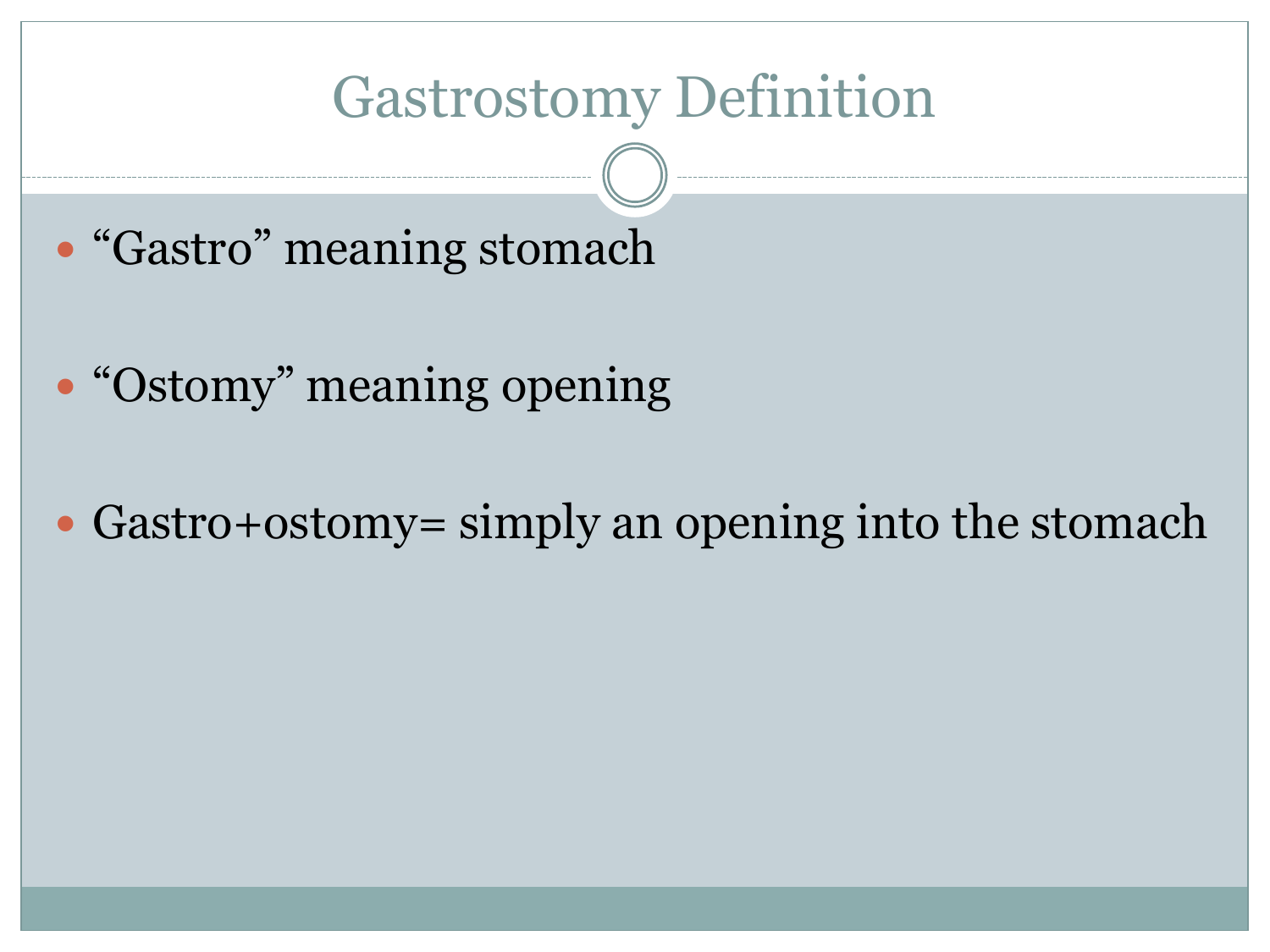# Gastrostomy Definition

- "Gastro" meaning stomach
- "Ostomy" meaning opening
- Gastro+ostomy= simply an opening into the stomach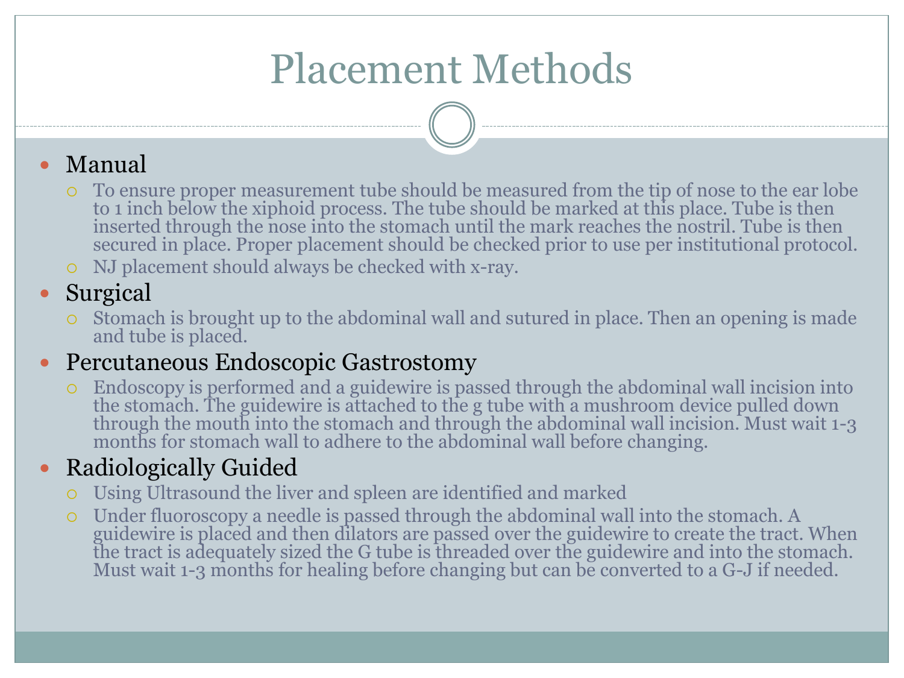# Placement Methods

- Manual
  - To ensure proper measurement tube should be measured from the tip of nose to the ear lobe to 1 inch below the xiphoid process. The tube should be marked at this place. Tube is then inserted through the nose into the stomach until the mark reaches the nostril. Tube is then secured in place. Proper placement should be checked prior to use per institutional protocol.
  - NJ placement should always be checked with x-ray.
- Surgical
  - Stomach is brought up to the abdominal wall and sutured in place. Then an opening is made and tube is placed.
- Percutaneous Endoscopic Gastrostomy
  - Endoscopy is performed and a guidewire is passed through the abdominal wall incision into the stomach. The guidewire is attached to the g tube with a mushroom device pulled down through the mouth into the stomach and through the abdominal wall incision. Must wait 1-3 months for stomach wall to adhere to the abdominal wall before changing.
- Radiologically Guided
  - Using Ultrasound the liver and spleen are identified and marked
  - Under fluoroscopy a needle is passed through the abdominal wall into the stomach. A guidewire is placed and then dilators are passed over the guidewire to create the tract. When the tract is adequately sized the G tube is threaded over the guidewire and into the stomach. Must wait 1-3 months for healing before changing but can be converted to a G-J if needed.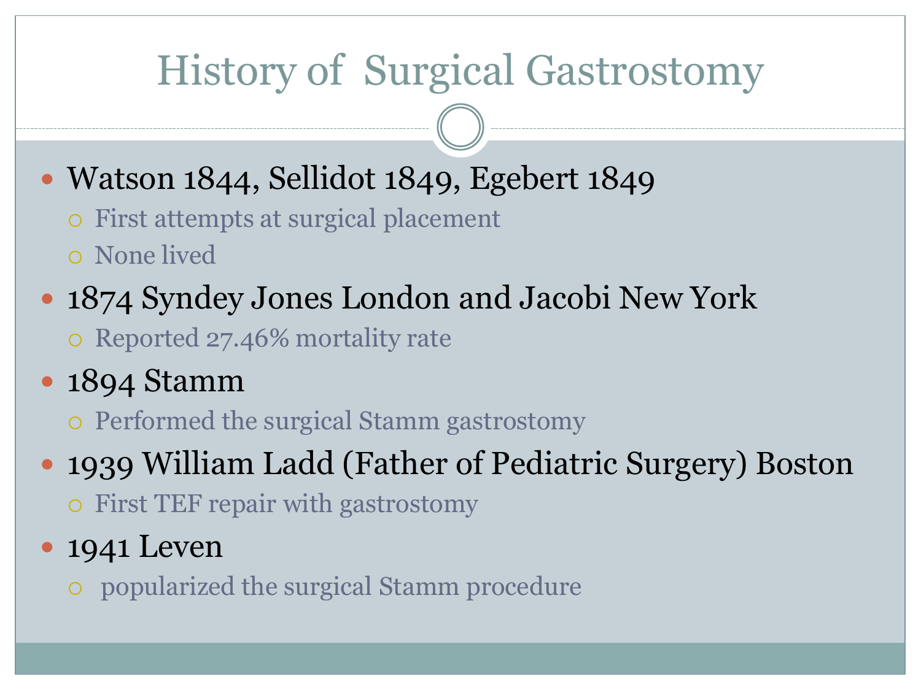# History of Surgical Gastrostomy

- Watson 1844, Sellidot 1849, Egebert 1849
  - First attempts at surgical placement
  - None lived
- 1874 Syndey Jones London and Jacobi New York
  - Reported 27.46% mortality rate
- 1894 Stamm
  - Performed the surgical Stamm gastrostomy
- 1939 William Ladd (Father of Pediatric Surgery) Boston
  - First TEF repair with gastrostomy
- 1941 Leven
  - popularized the surgical Stamm procedure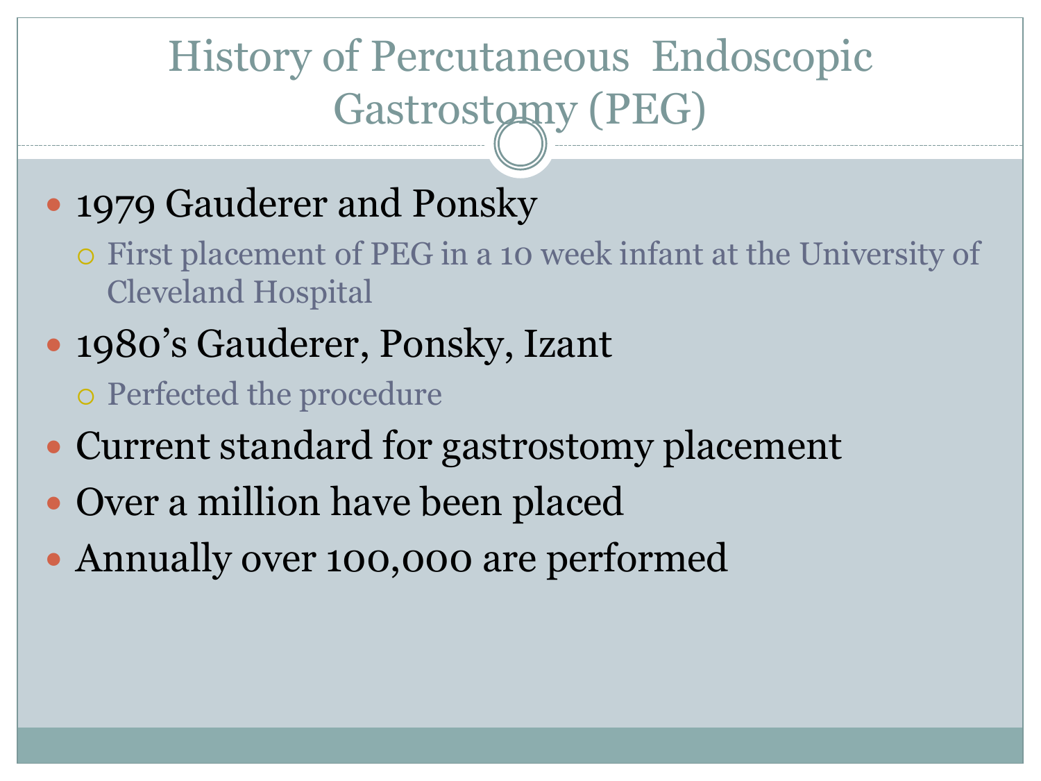# History of Percutaneous Endoscopic Gastrostomy (PEG)

- 1979 Gauderer and Ponsky
  - First placement of PEG in a 10 week infant at the University of Cleveland Hospital
- 1980's Gauderer, Ponsky, Izant
  - Perfected the procedure
- Current standard for gastrostomy placement
- Over a million have been placed
- Annually over 100,000 are performed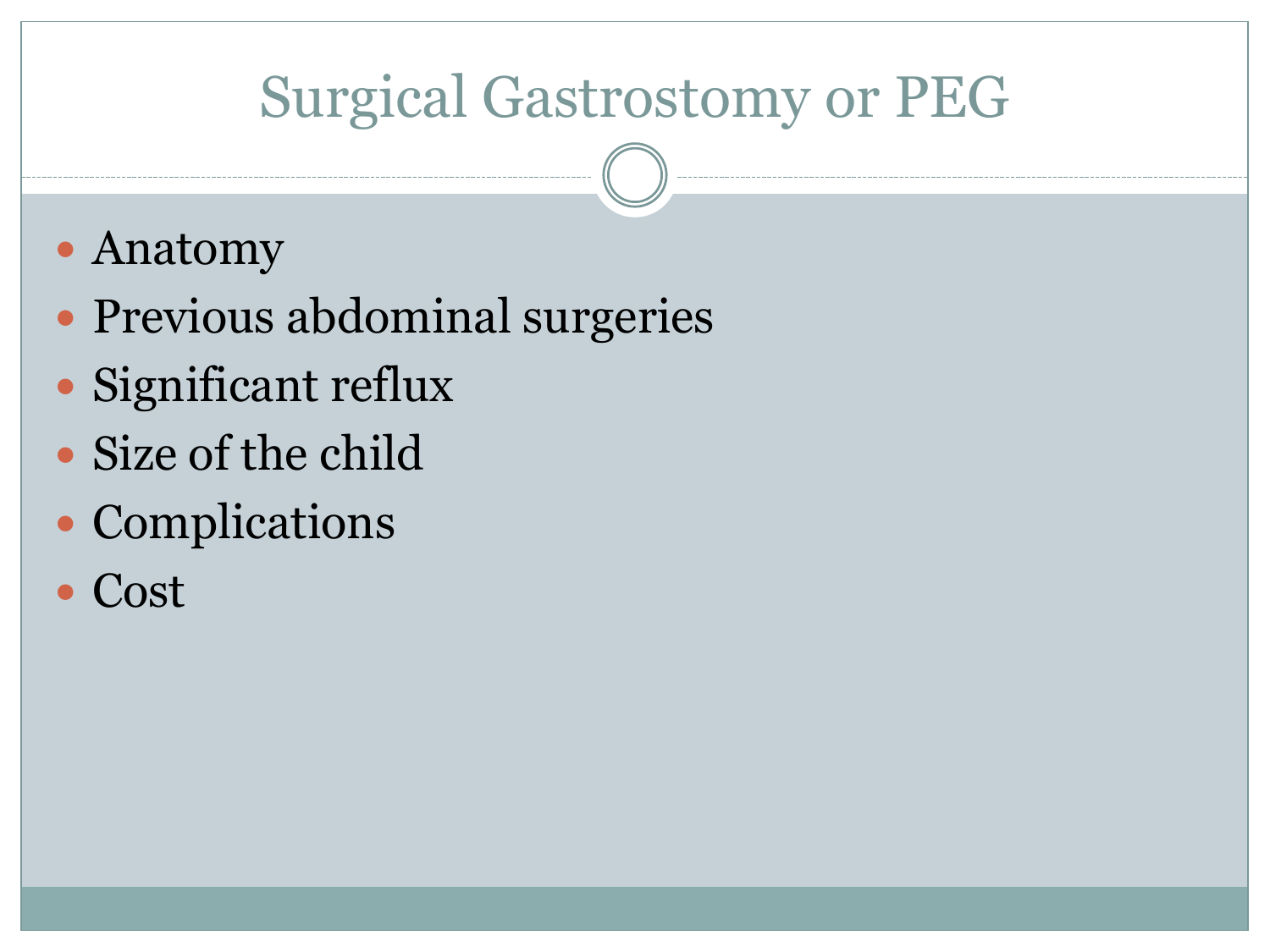# Surgical Gastrostomy or PEG

- Anatomy
- Previous abdominal surgeries
- Significant reflux
- Size of the child
- Complications
- Cost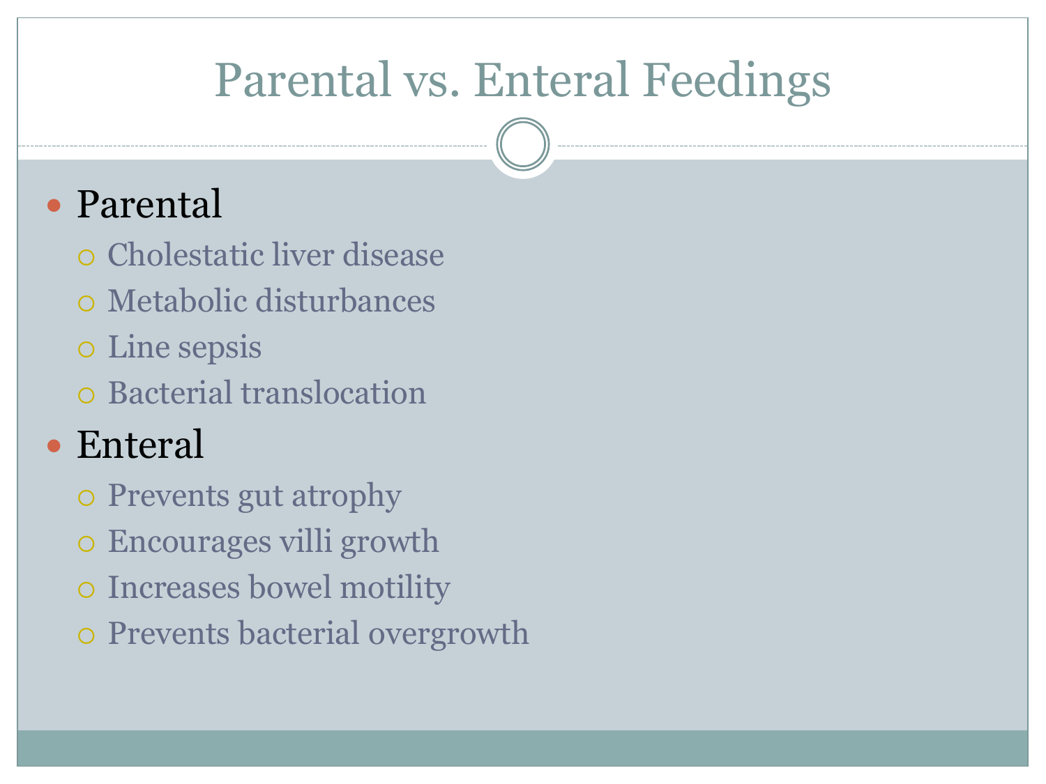# Parental vs. Enteral Feedings

- Parental
  - Cholestatic liver disease
  - Metabolic disturbances
  - Line sepsis
  - Bacterial translocation
- Enteral
  - Prevents gut atrophy
  - Encourages villi growth
  - Increases bowel motility
  - Prevents bacterial overgrowth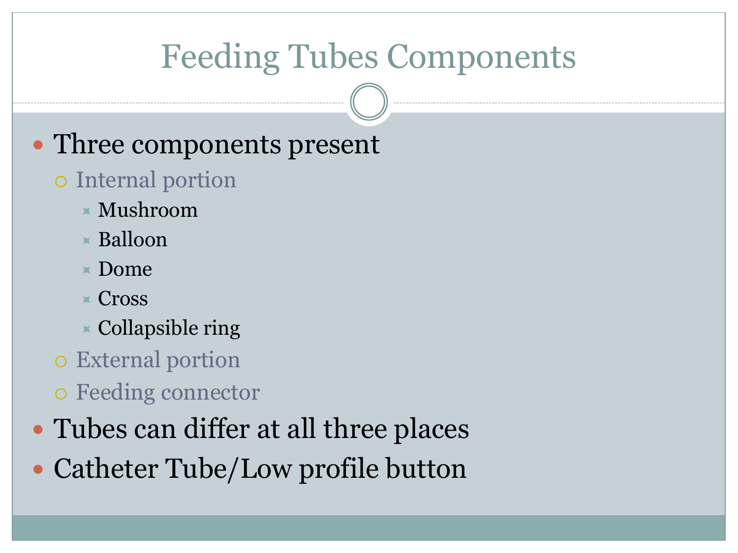# Feeding Tubes Components

- Three components present
  - Internal portion
    - Mushroom
    - Balloon
    - Dome
    - Cross
    - Collapsible ring
  - External portion
  - Feeding connector
- Tubes can differ at all three places
- Catheter Tube/Low profile button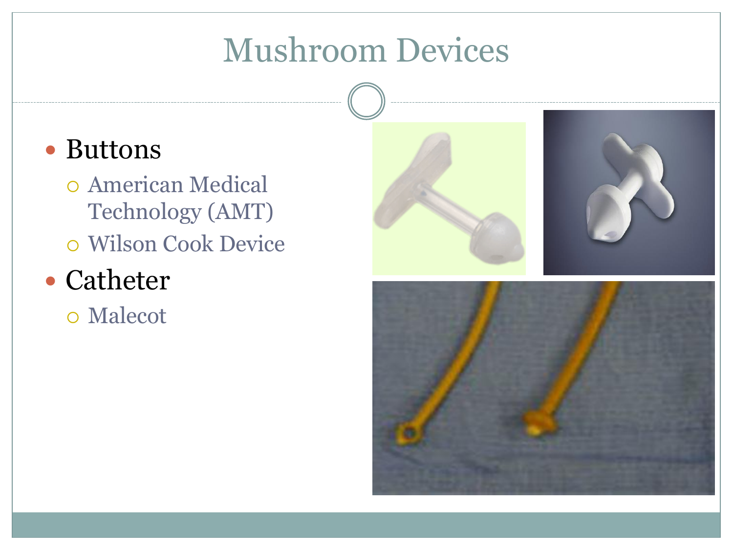# Mushroom Devices

- Buttons
  - American Medical Technology (AMT)
  - Wilson Cook Device
- Catheter
  - Malecot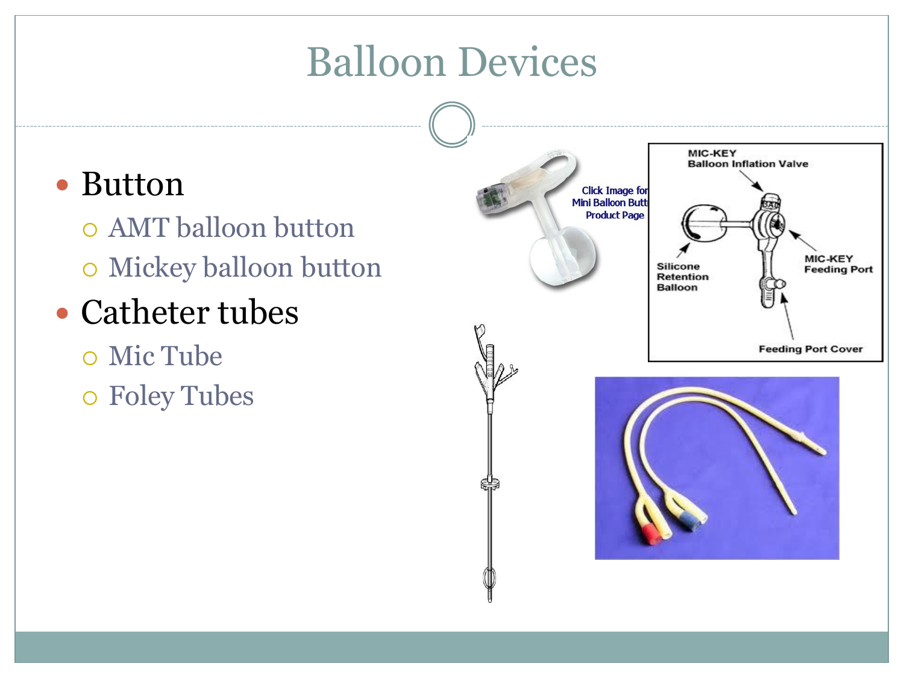# Balloon Devices

- Button
  - AMT balloon button
  - Mickey balloon button
- Catheter tubes
  - Mic Tube
  - Foley Tubes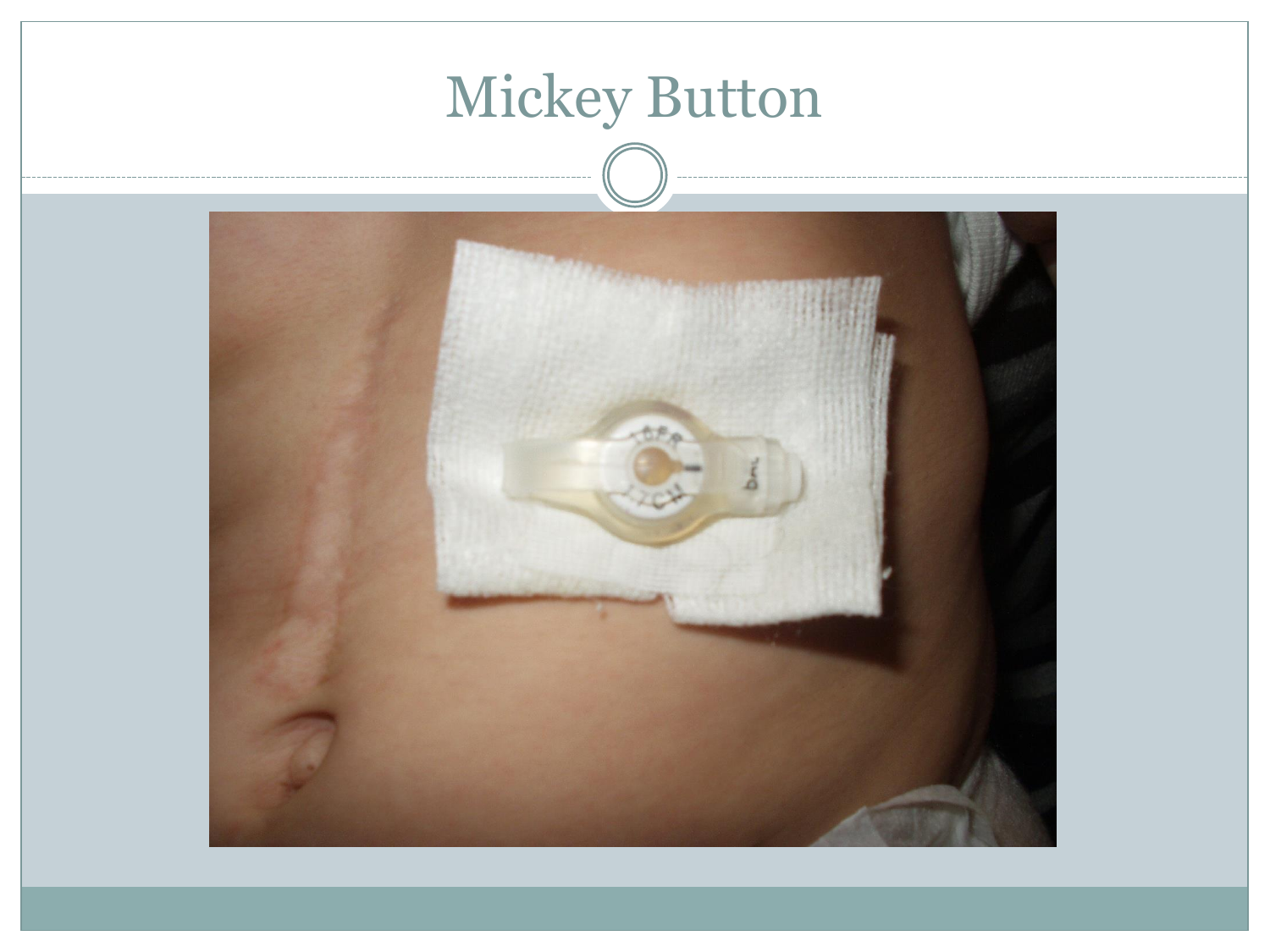# Mickey Button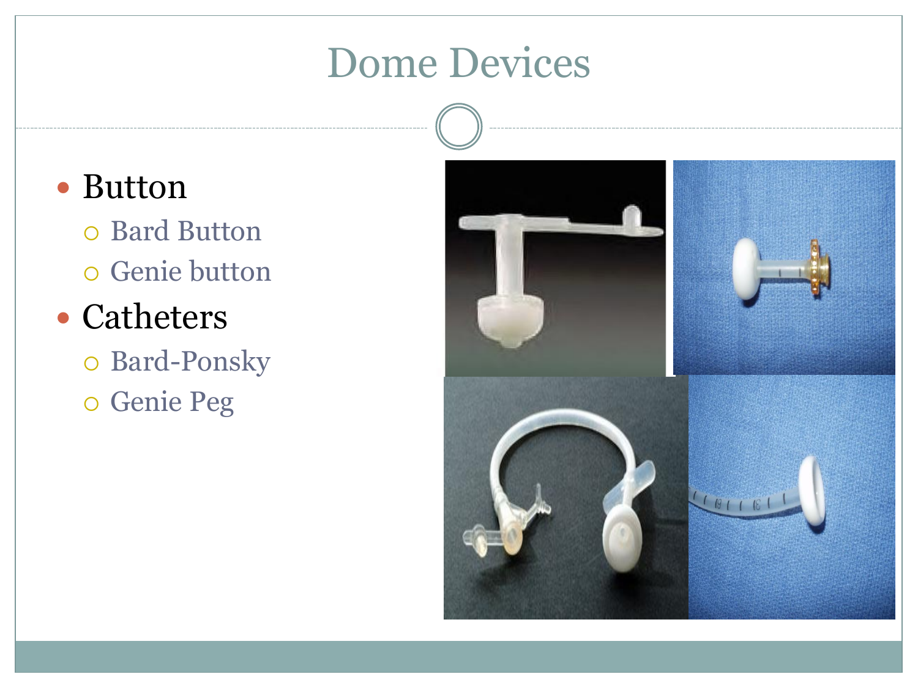# Dome Devices

- Button
  - Bard Button
  - Genie button
- Catheters
  - Bard-Ponsky
  - Genie Peg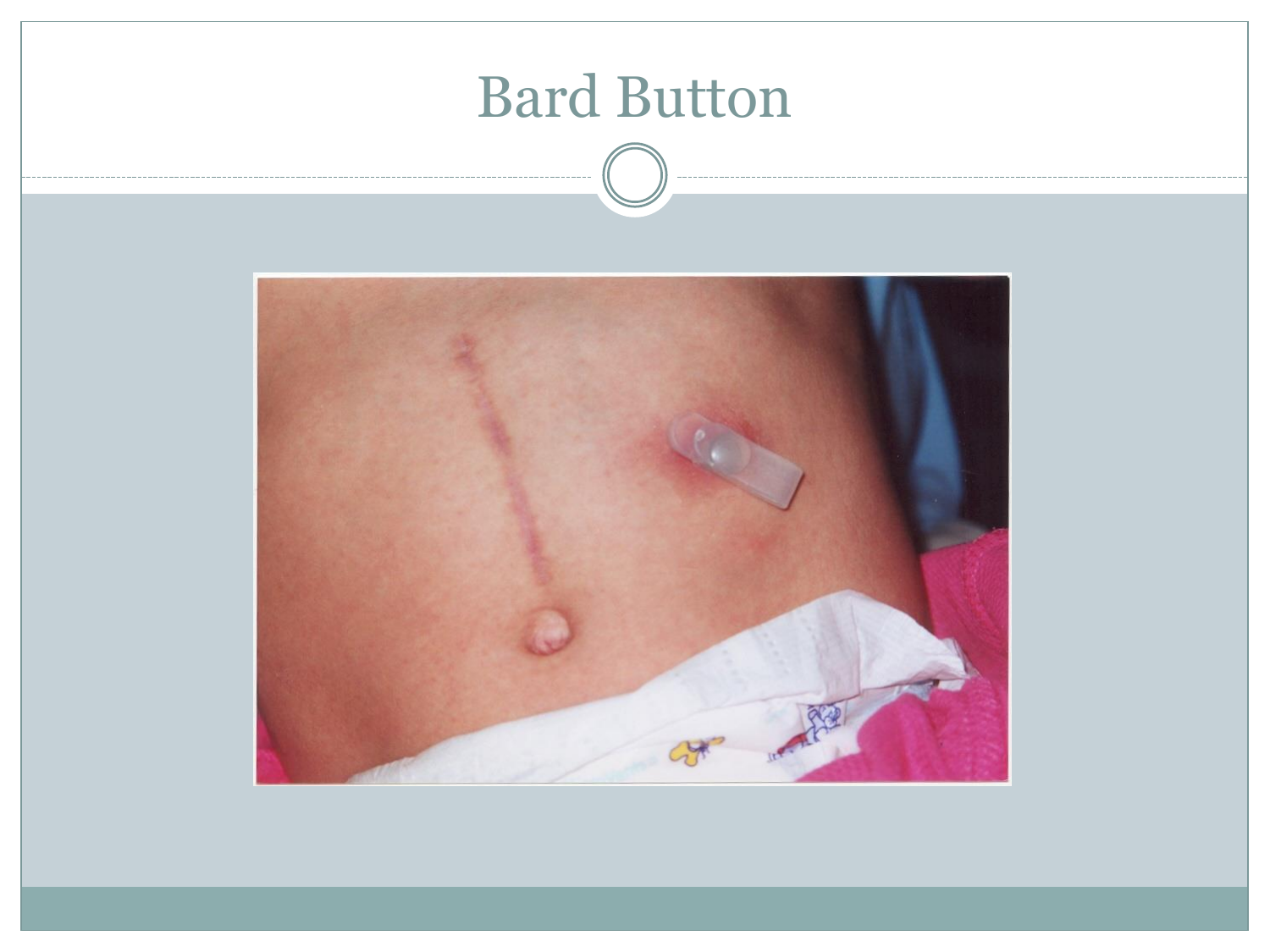# Bard Button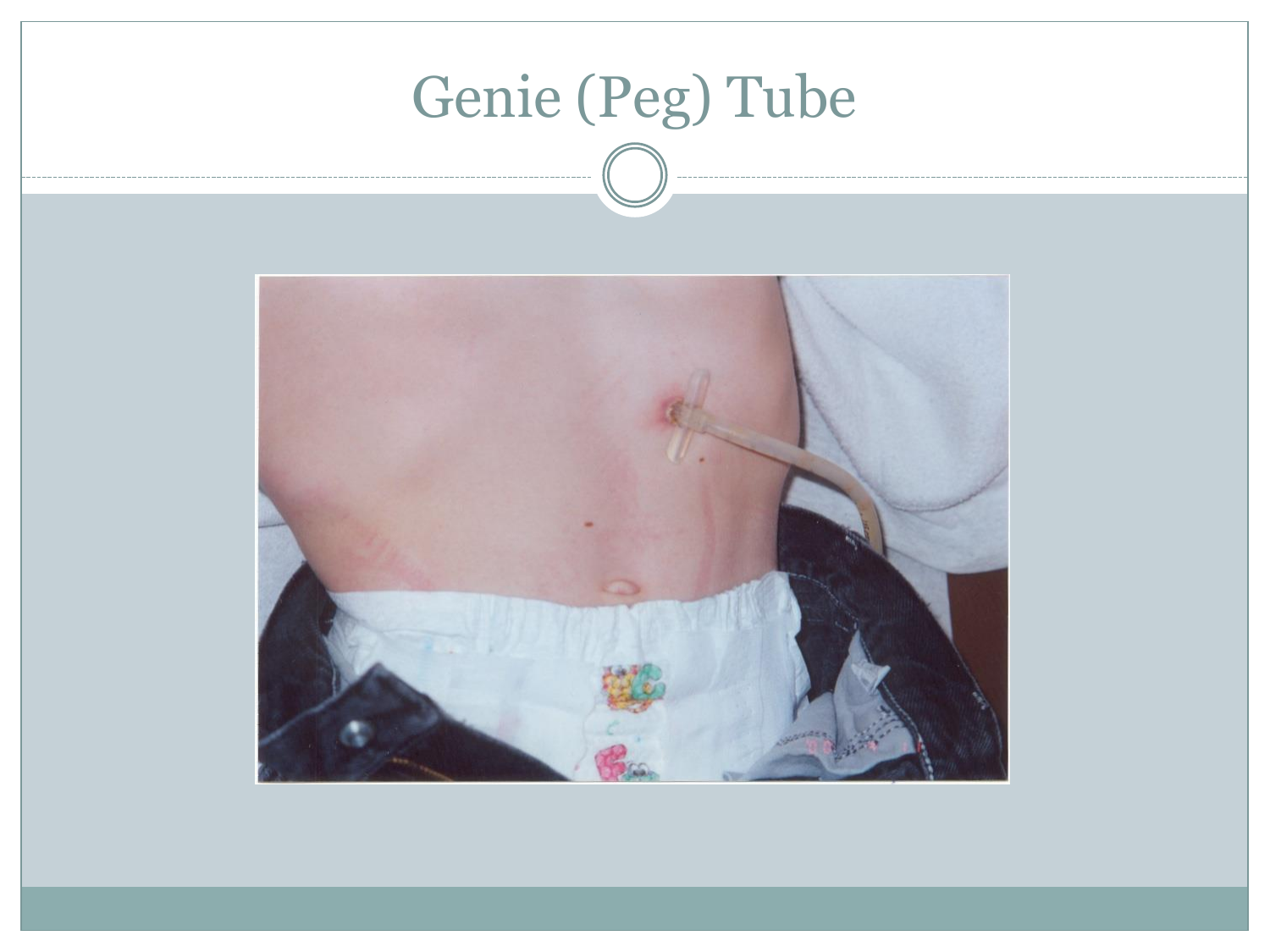# Genie (Peg) Tube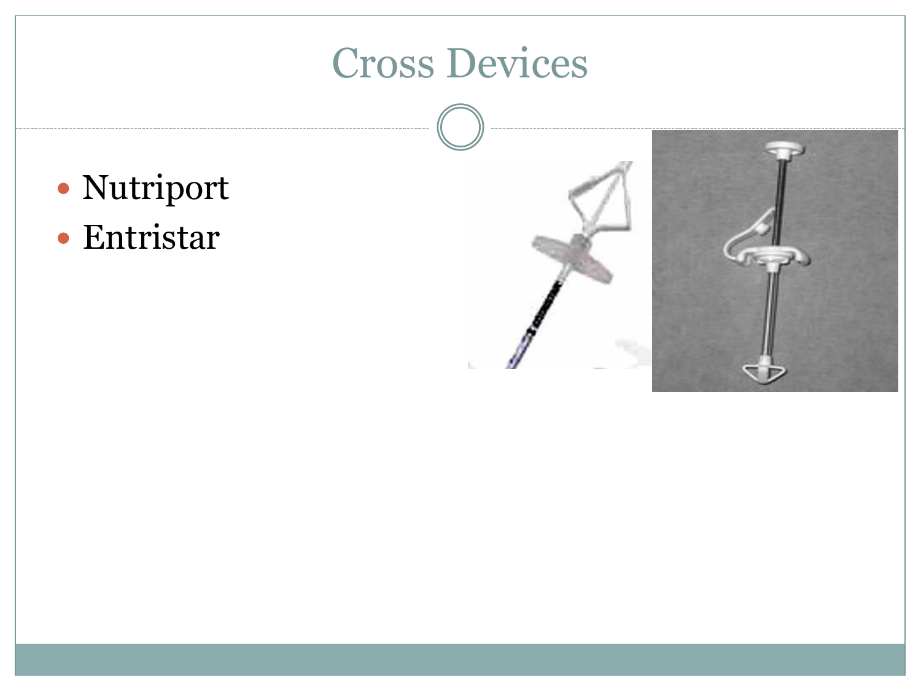# Cross Devices

- Nutriport
- Entristar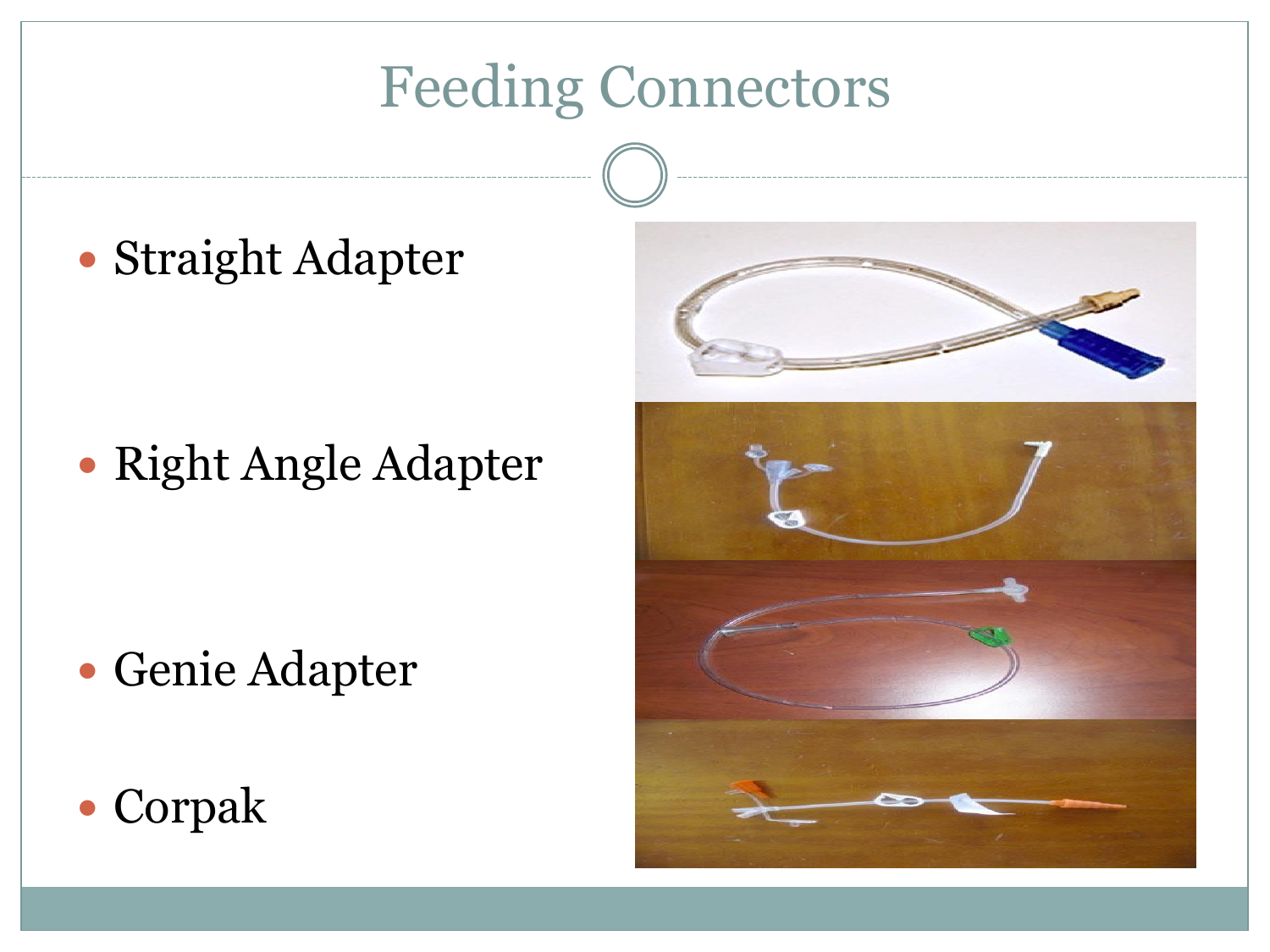# Feeding Connectors

- Straight Adapter
- Right Angle Adapter
- Genie Adapter
- Corpak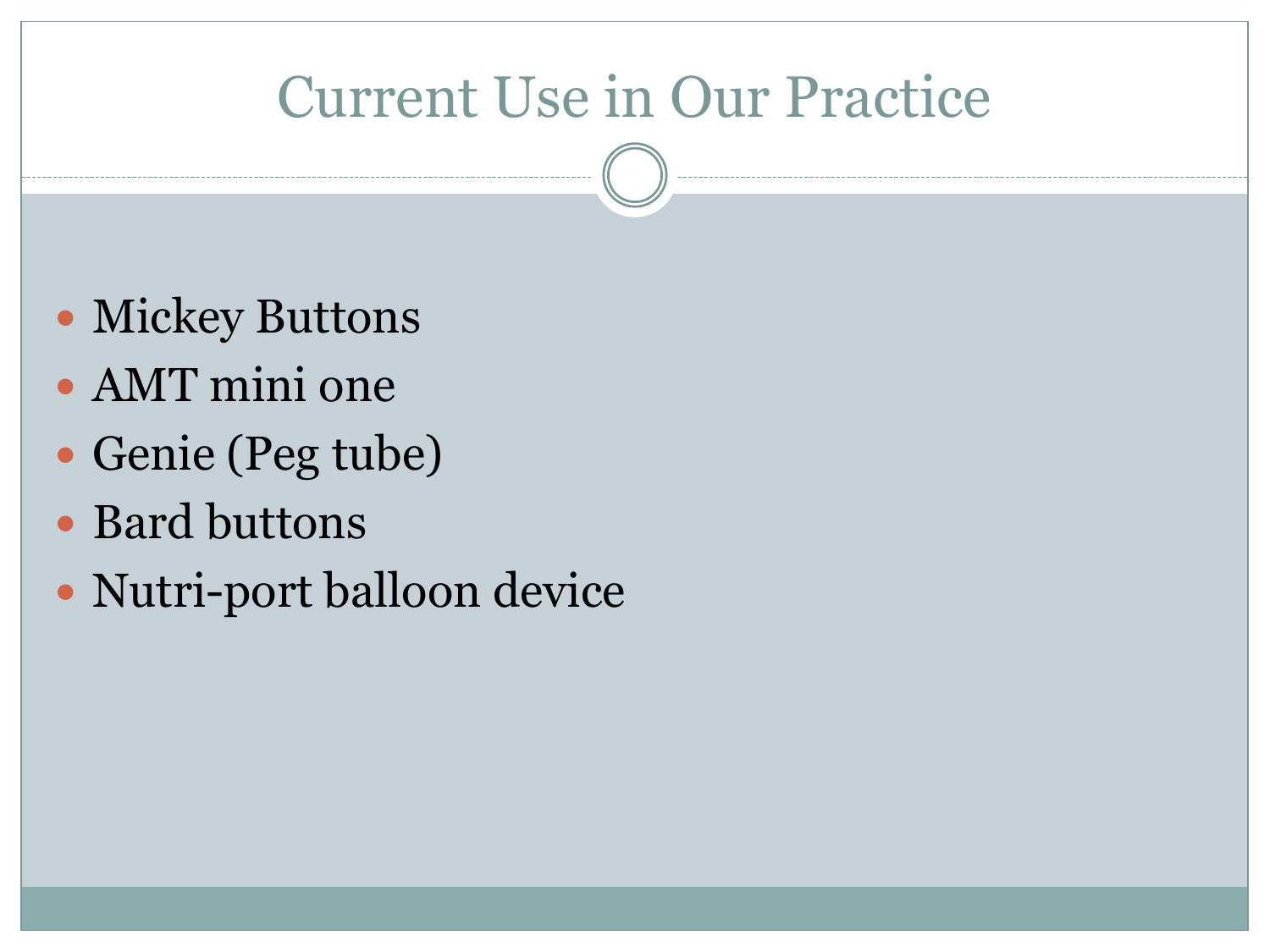# Current Use in Our Practice

- Mickey Buttons
- AMT mini one
- Genie (Peg tube)
- Bard buttons
- Nutri-port balloon device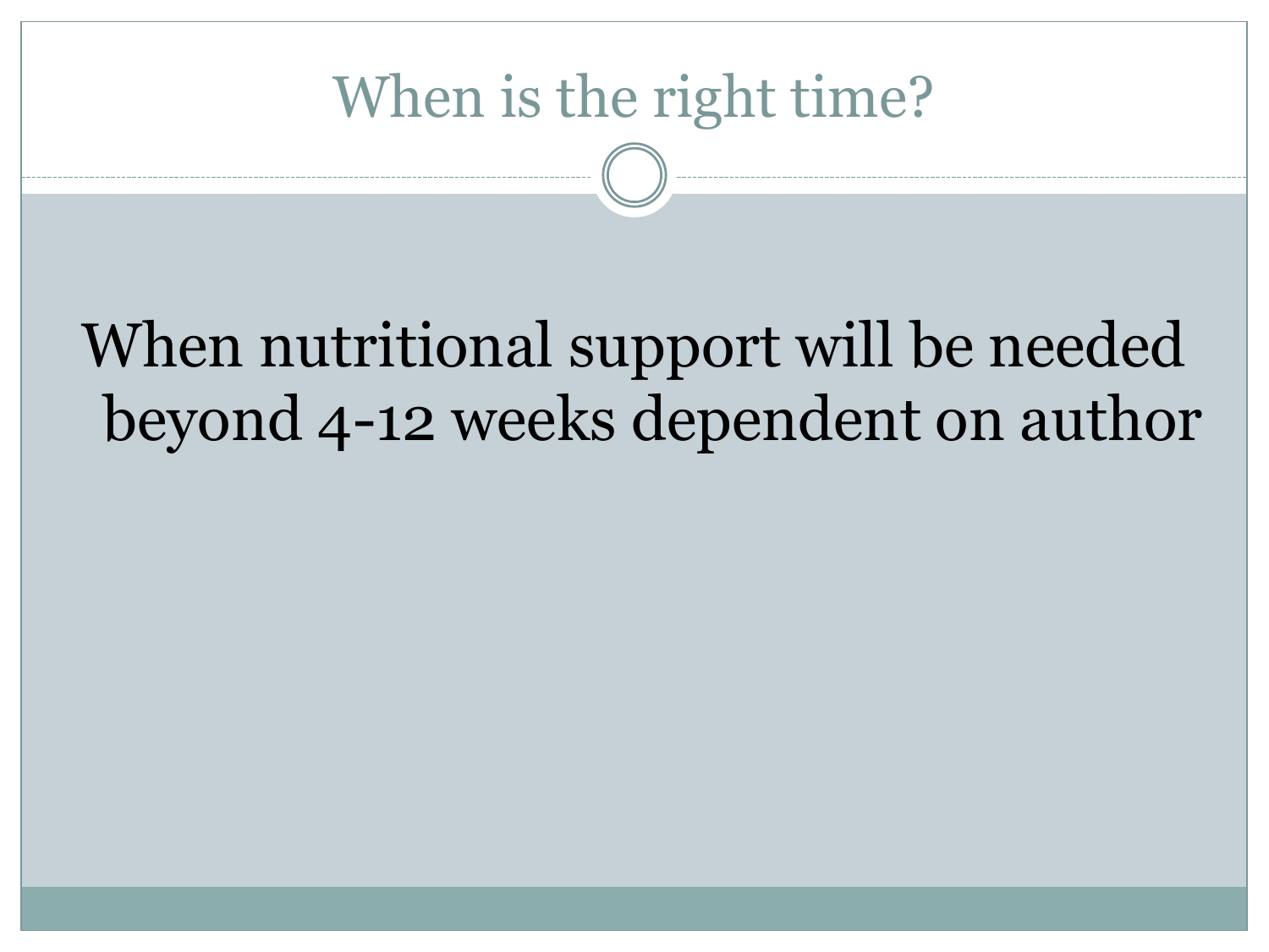# When is the right time?

When nutritional support will be needed beyond 4-12 weeks dependent on author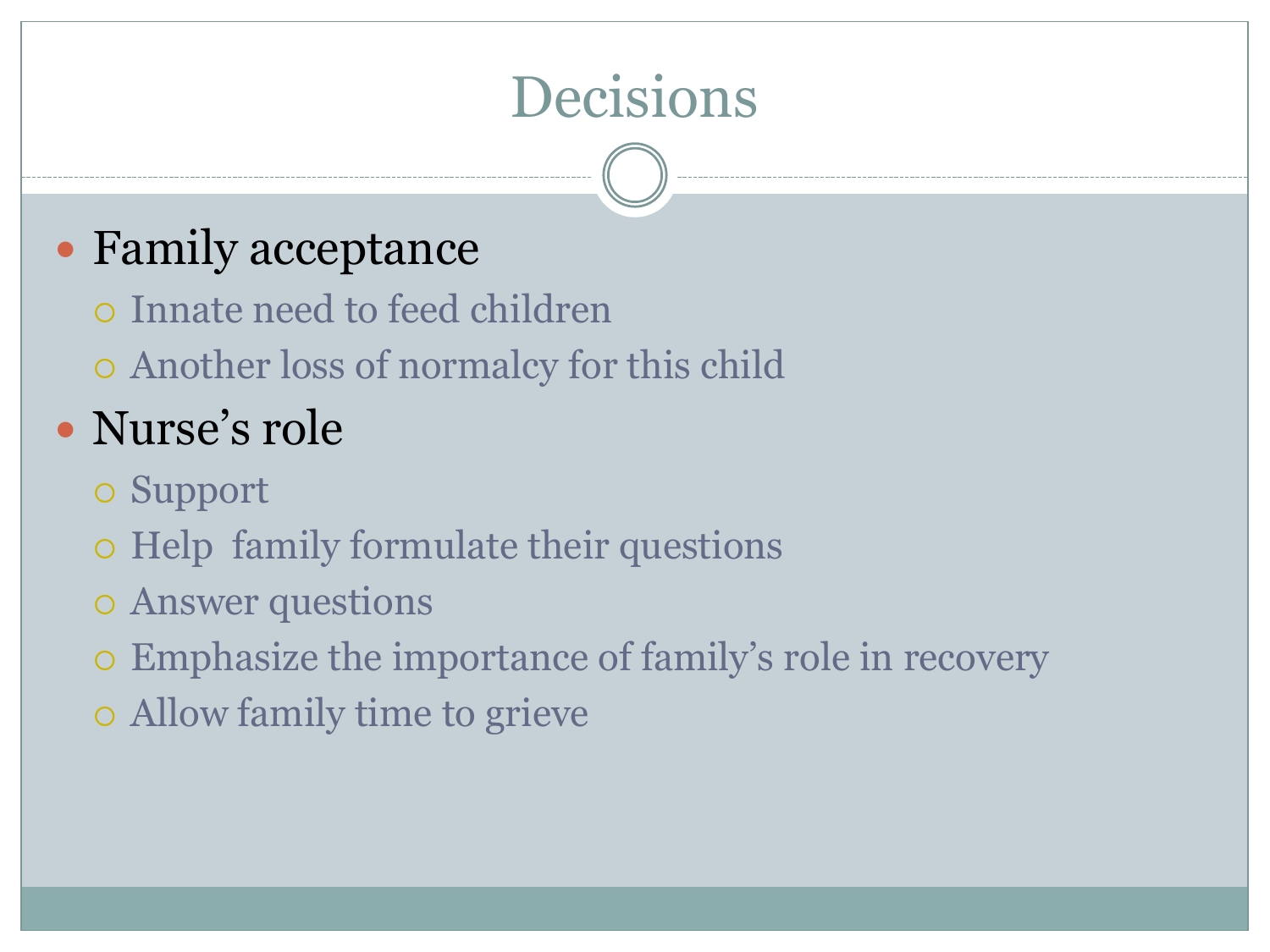# Decisions

- Family acceptance
  - Innate need to feed children
  - Another loss of normalcy for this child
- Nurse's role
  - Support
  - Help family formulate their questions
  - Answer questions
  - Emphasize the importance of family's role in recovery
  - Allow family time to grieve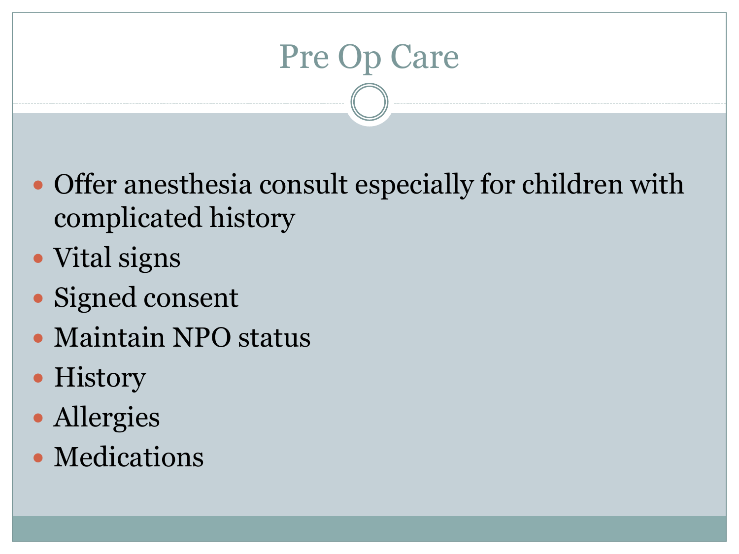# Pre Op Care

- Offer anesthesia consult especially for children with complicated history
- Vital signs
- Signed consent
- Maintain NPO status
- History
- Allergies
- Medications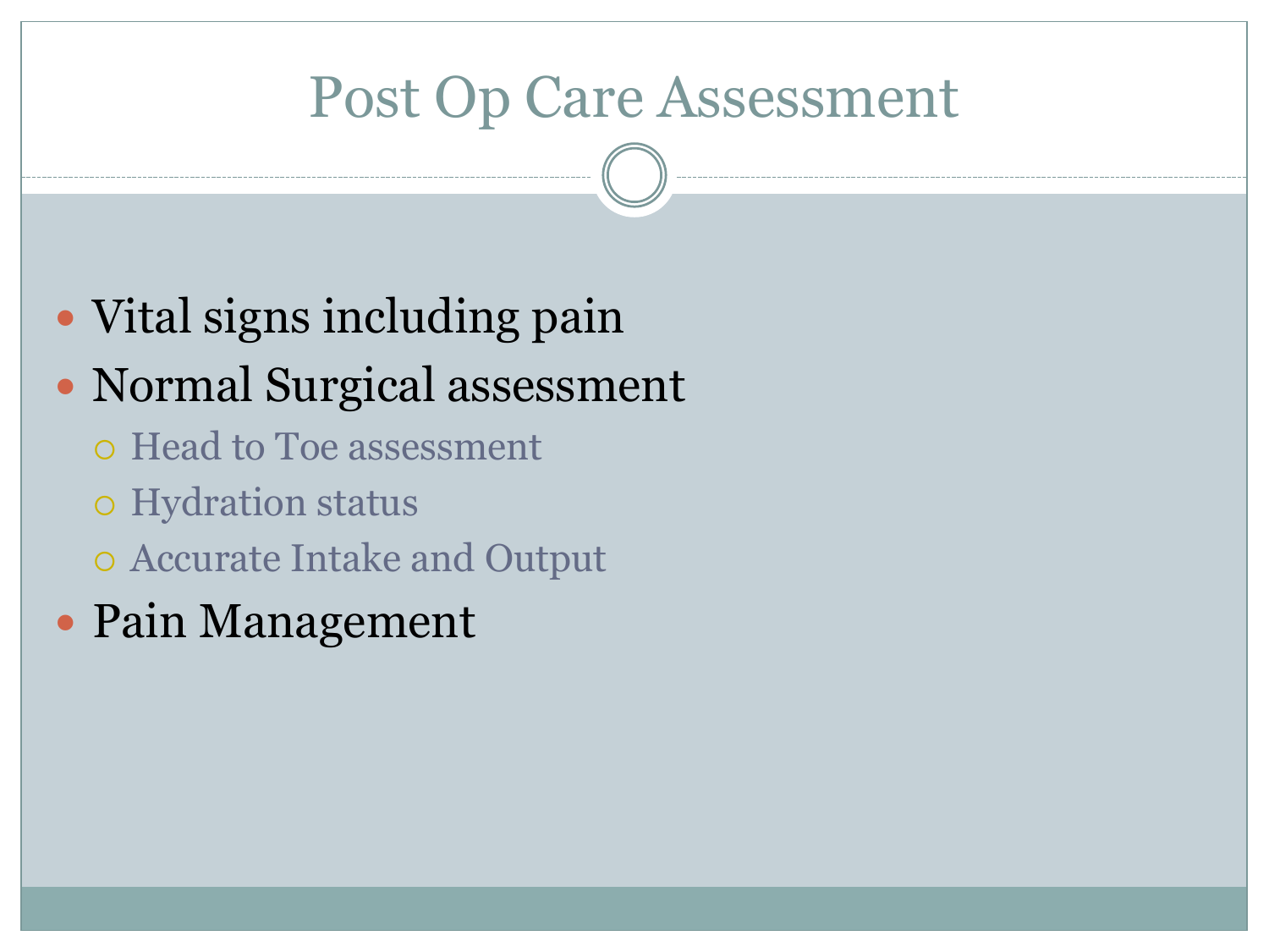# Post Op Care Assessment

- Vital signs including pain
- Normal Surgical assessment
  - Head to Toe assessment
  - Hydration status
  - Accurate Intake and Output
- Pain Management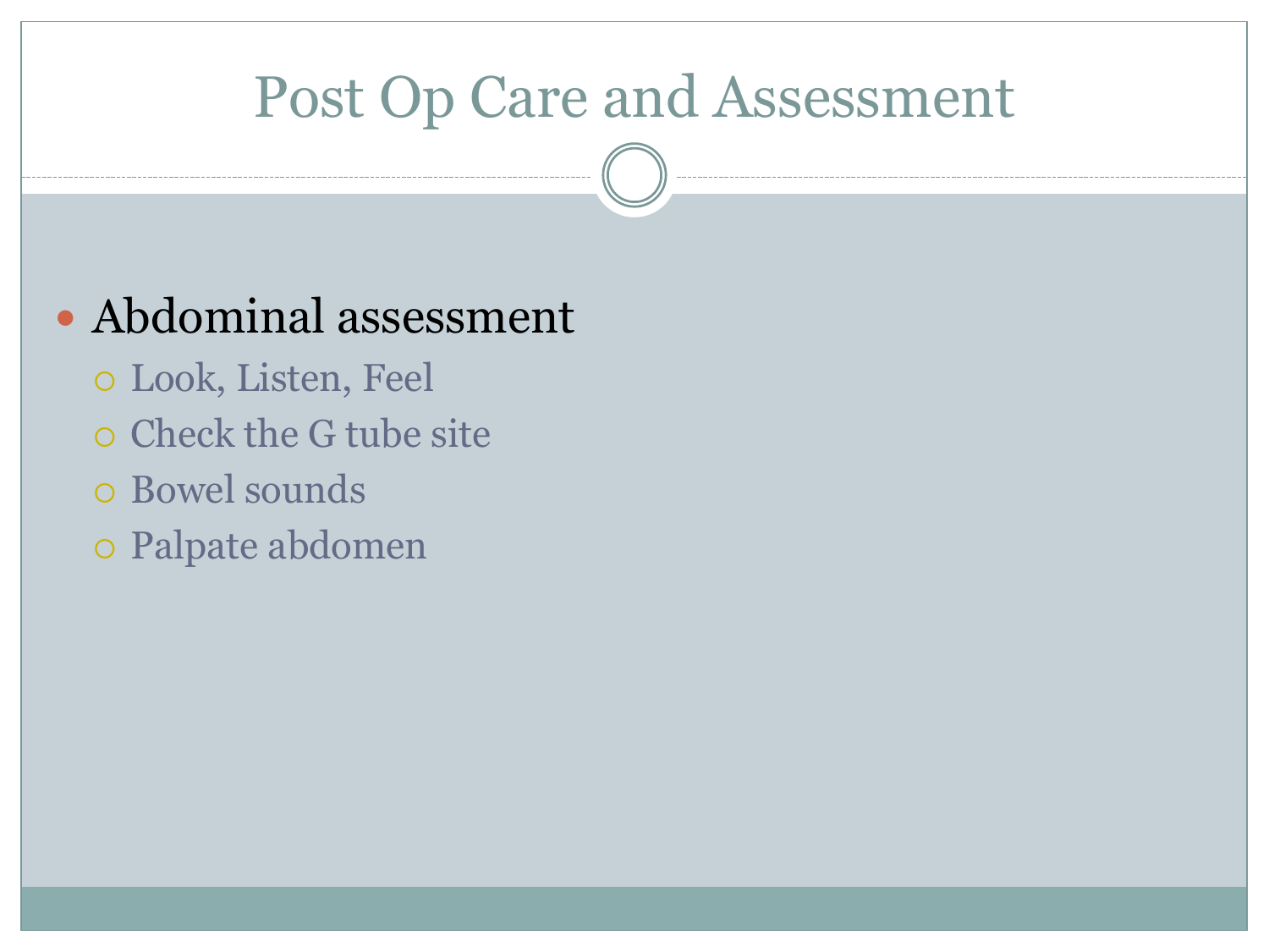# Post Op Care and Assessment

- Abdominal assessment
  - Look, Listen, Feel
  - Check the G tube site
  - Bowel sounds
  - Palpate abdomen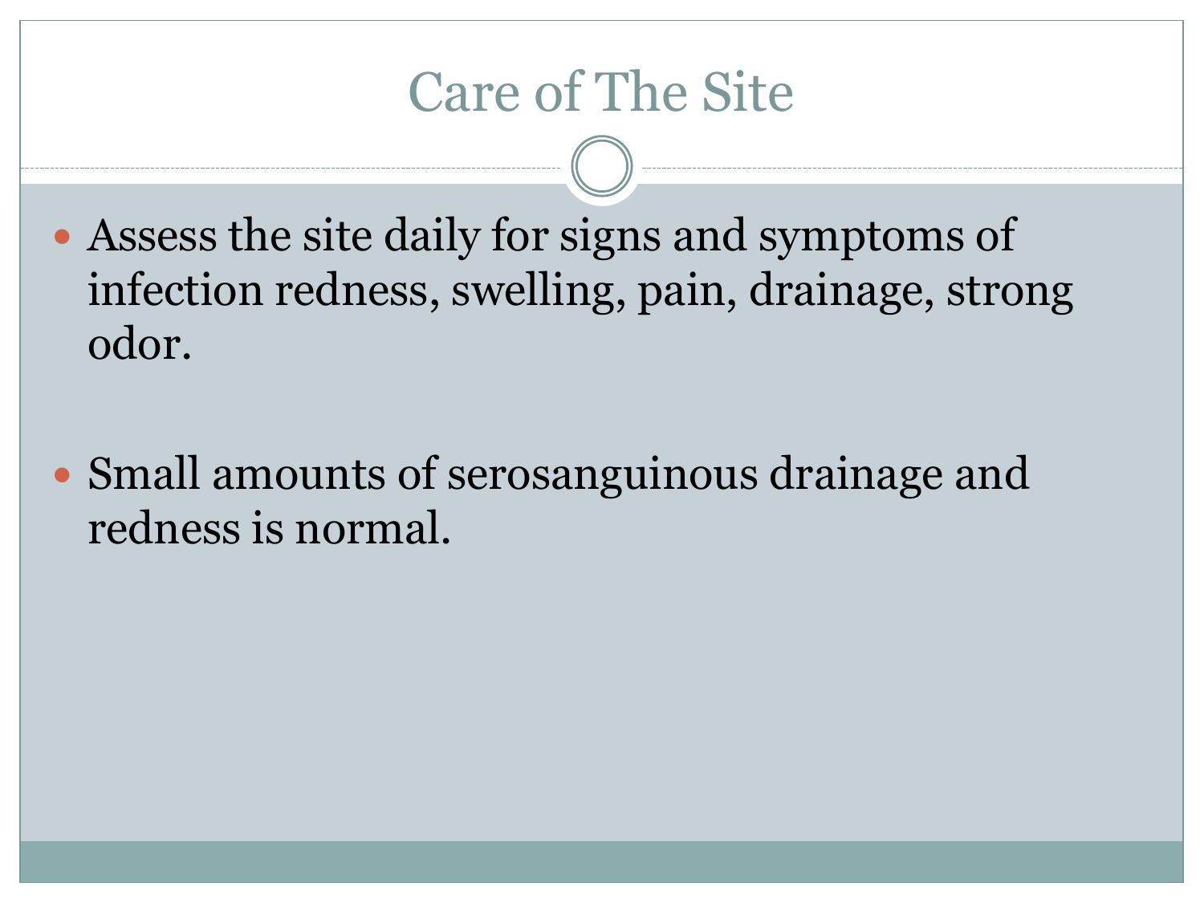# Care of The Site

- Assess the site daily for signs and symptoms of infection redness, swelling, pain, drainage, strong odor.

- Small amounts of serosanguinous drainage and redness is normal.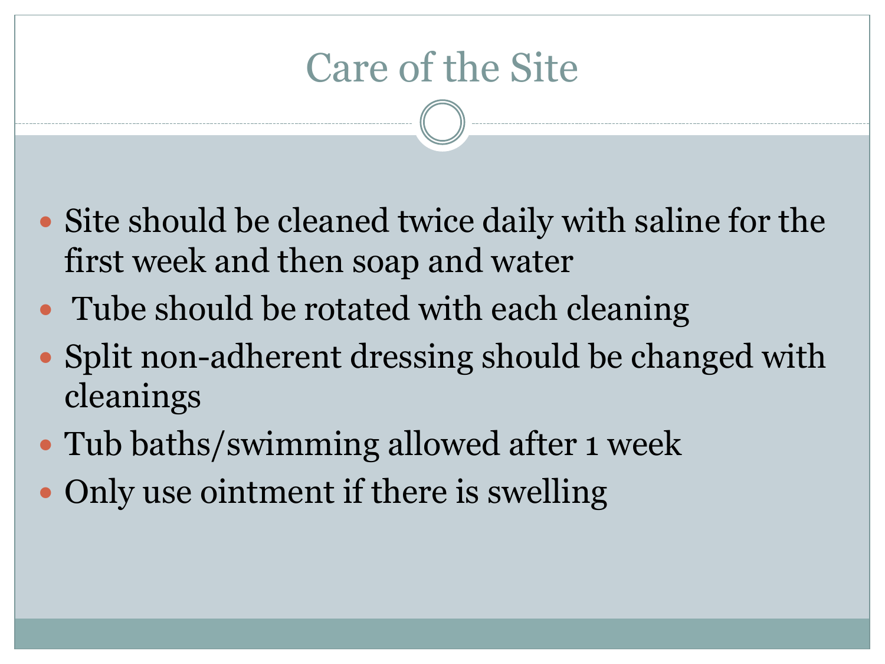# Care of the Site

- Site should be cleaned twice daily with saline for the first week and then soap and water
- Tube should be rotated with each cleaning
- Split non-adherent dressing should be changed with cleanings
- Tub baths/swimming allowed after 1 week
- Only use ointment if there is swelling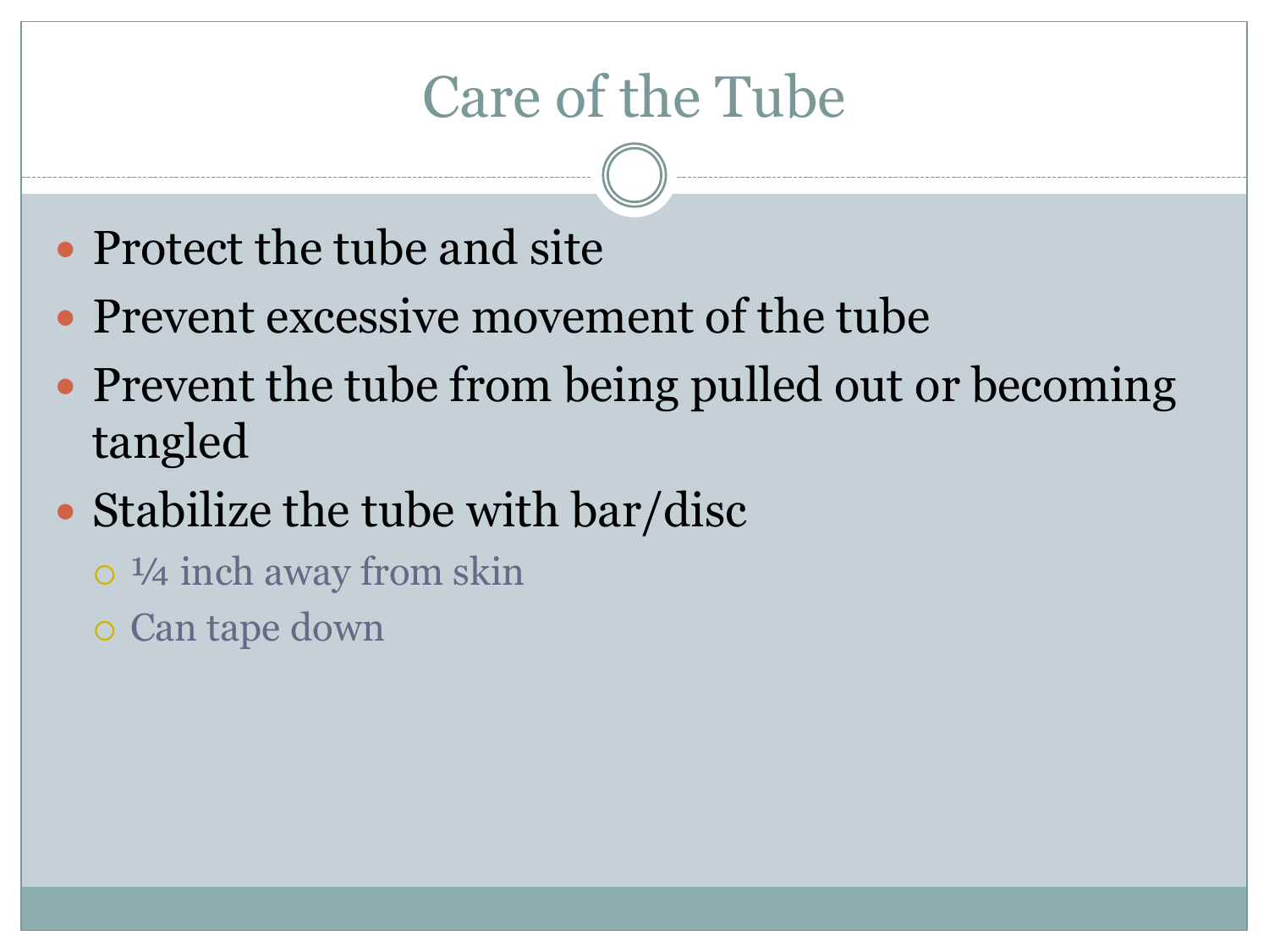# Care of the Tube

- Protect the tube and site
- Prevent excessive movement of the tube
- Prevent the tube from being pulled out or becoming tangled
- Stabilize the tube with bar/disc
  - ¼ inch away from skin
  - Can tape down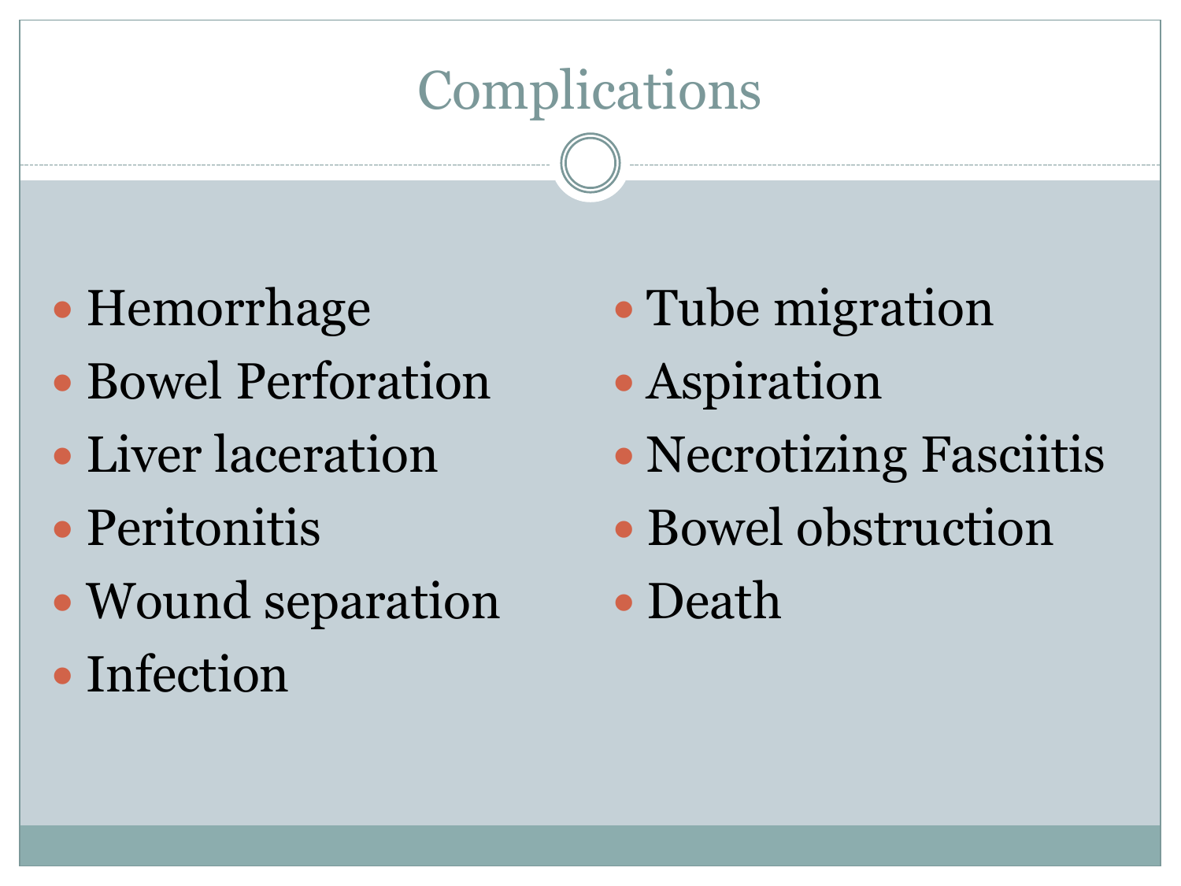# Complications

- Hemorrhage
- Bowel Perforation
- Liver laceration
- Peritonitis
- Wound separation
- Infection
- Tube migration
- Aspiration
- Necrotizing Fasciitis
- Bowel obstruction
- Death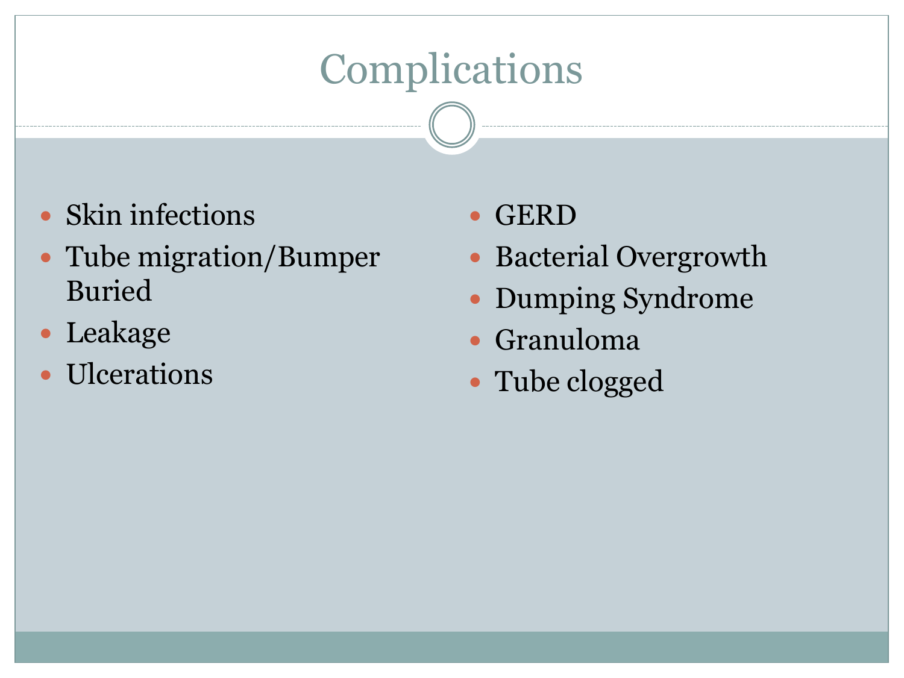# Complications

- Skin infections
- Tube migration/Bumper Buried
- Leakage
- Ulcerations
- GERD
- Bacterial Overgrowth
- Dumping Syndrome
- Granuloma
- Tube clogged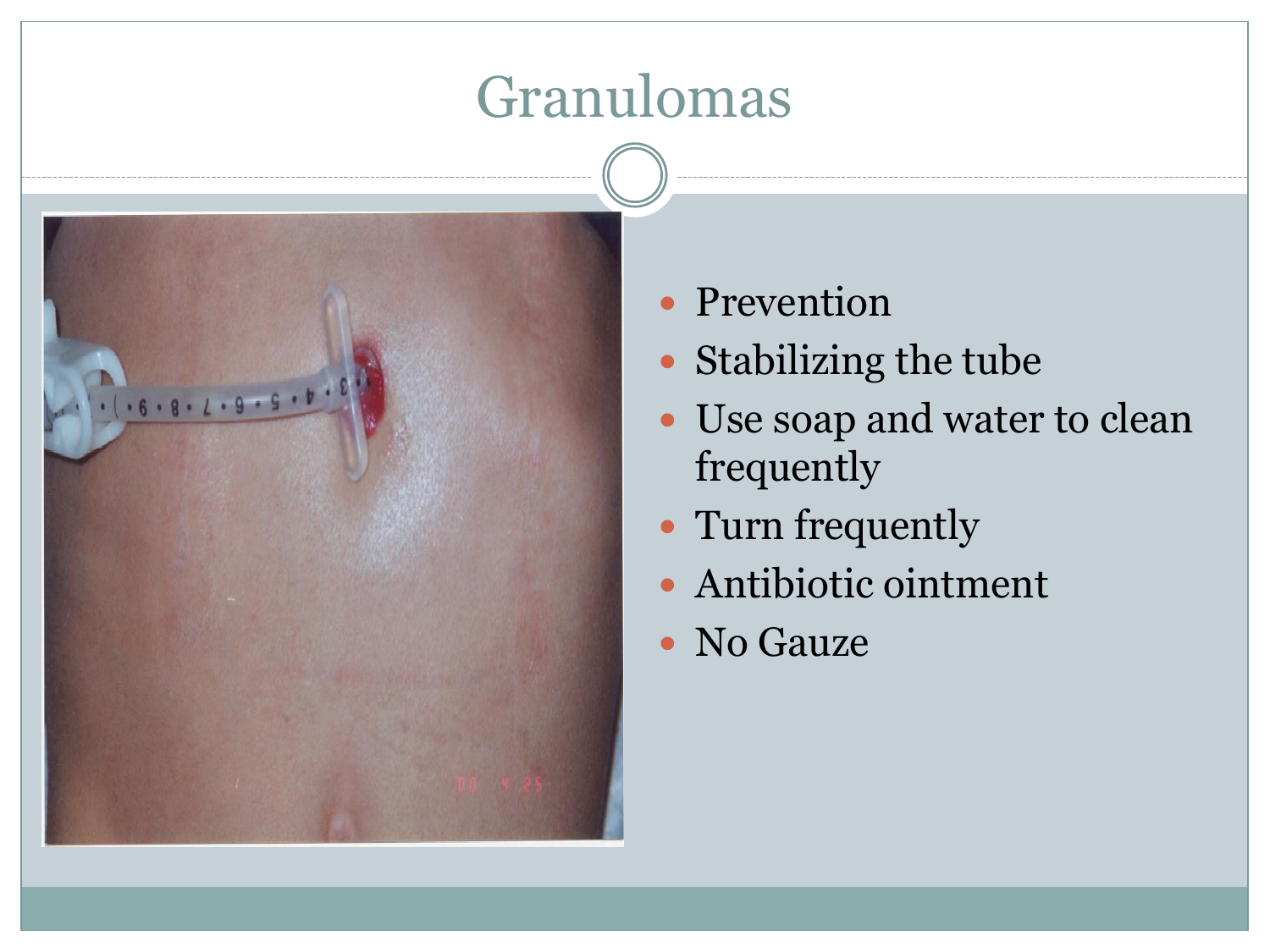# Granulomas

- Prevention
- Stabilizing the tube
- Use soap and water to clean frequently
- Turn frequently
- Antibiotic ointment
- No Gauze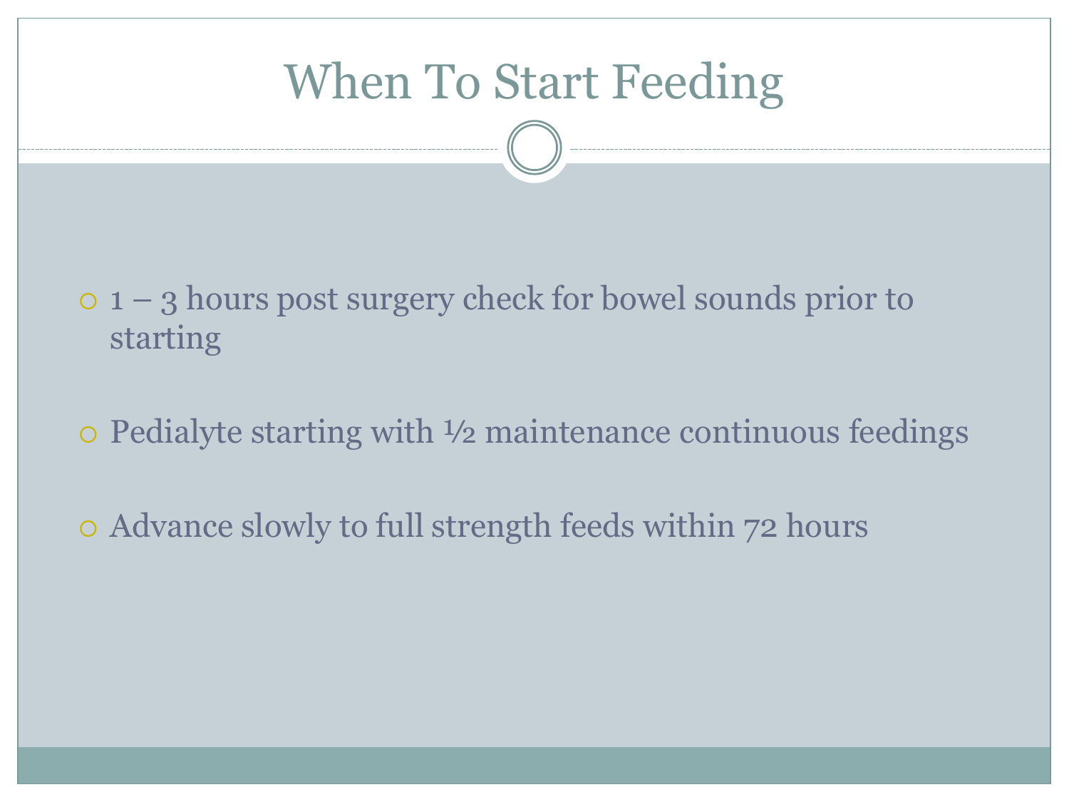# When To Start Feeding

- 1 – 3 hours post surgery check for bowel sounds prior to starting
- Pedialyte starting with ½ maintenance continuous feedings
- Advance slowly to full strength feeds within 72 hours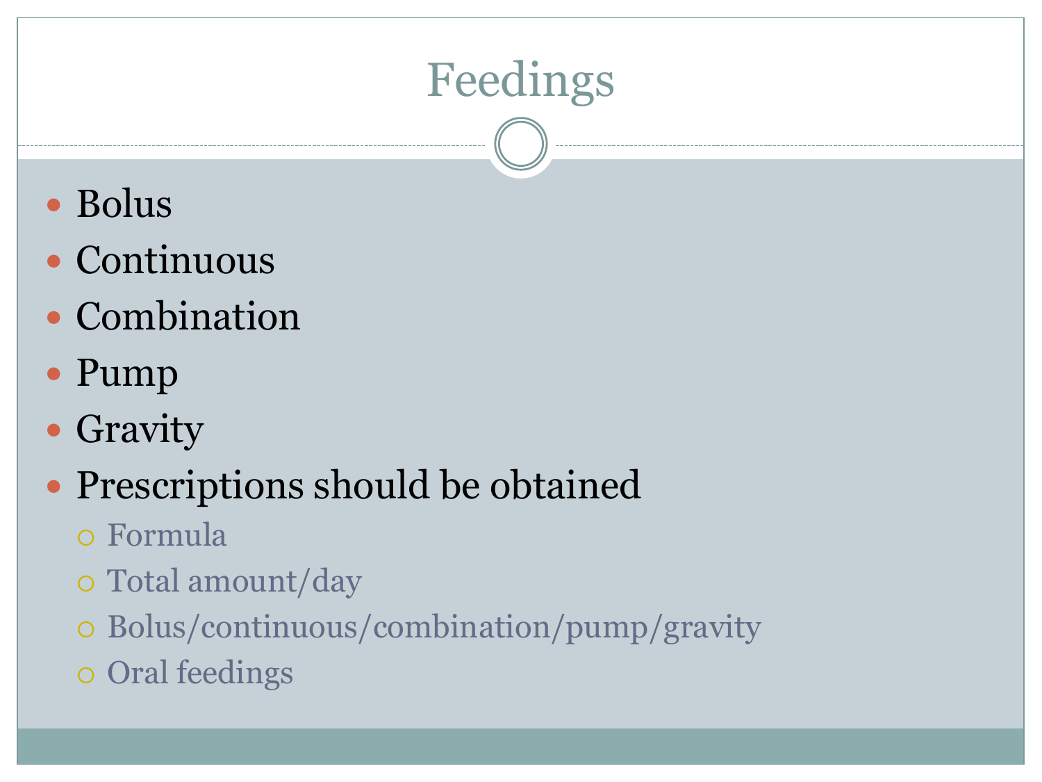# Feedings

- Bolus
- Continuous
- Combination
- Pump
- Gravity
- Prescriptions should be obtained
  - Formula
  - Total amount/day
  - Bolus/continuous/combination/pump/gravity
  - Oral feedings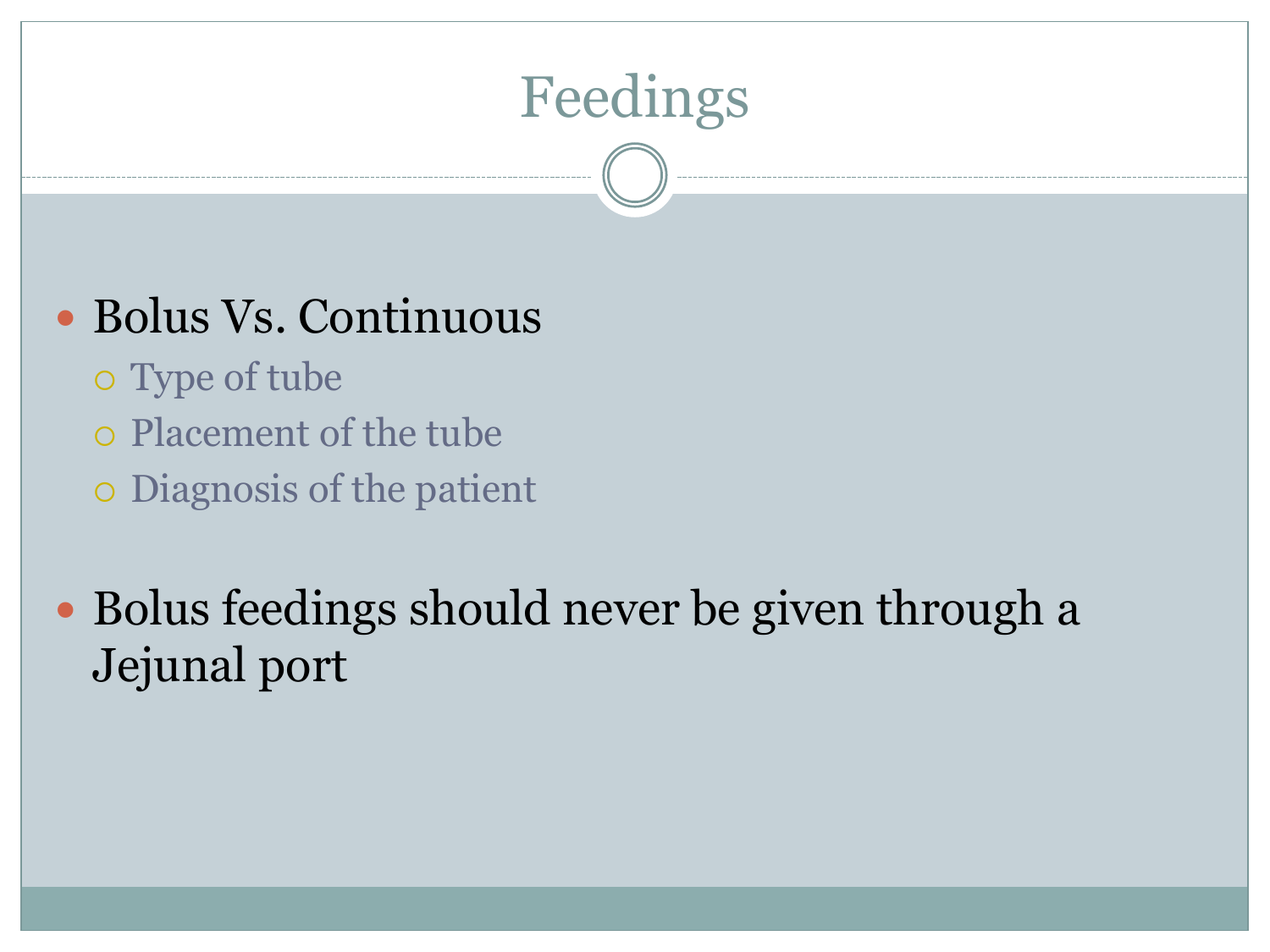# Feedings

- Bolus Vs. Continuous
  - Type of tube
  - Placement of the tube
  - Diagnosis of the patient

- Bolus feedings should never be given through a Jejunal port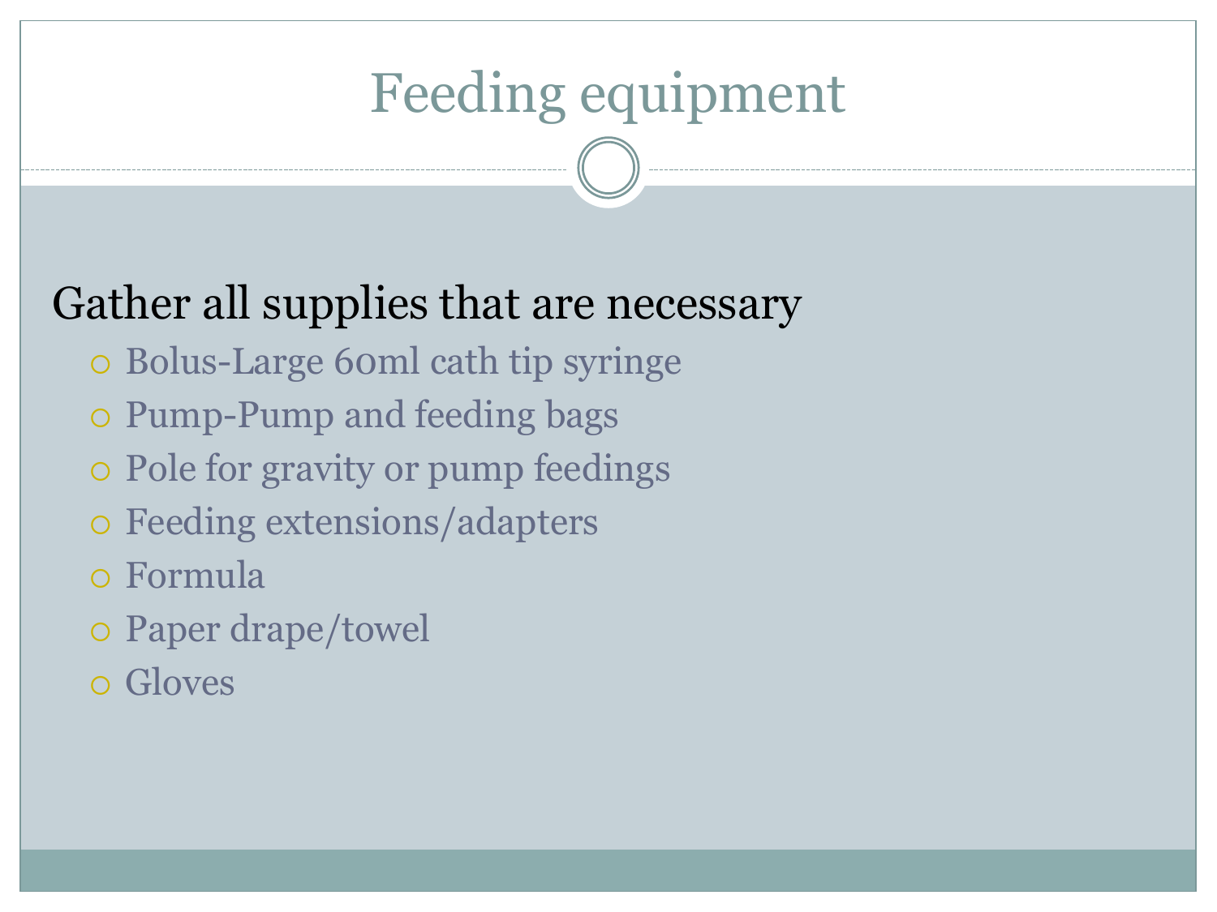# Feeding equipment

Gather all supplies that are necessary

- Bolus-Large 60ml cath tip syringe
- Pump-Pump and feeding bags
- Pole for gravity or pump feedings
- Feeding extensions/adapters
- Formula
- Paper drape/towel
- Gloves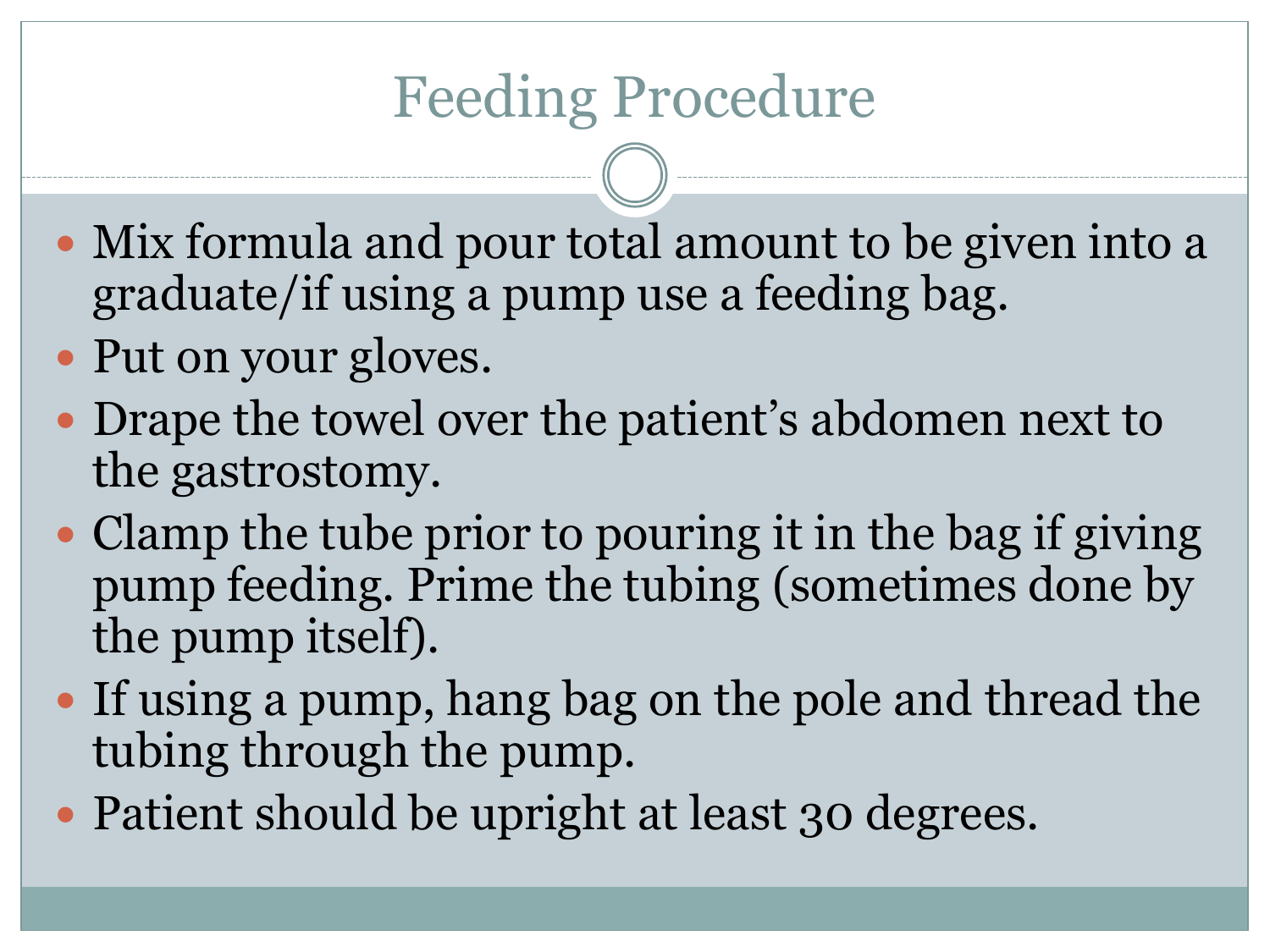# Feeding Procedure

- Mix formula and pour total amount to be given into a graduate/if using a pump use a feeding bag.
- Put on your gloves.
- Drape the towel over the patient's abdomen next to the gastrostomy.
- Clamp the tube prior to pouring it in the bag if giving pump feeding. Prime the tubing (sometimes done by the pump itself).
- If using a pump, hang bag on the pole and thread the tubing through the pump.
- Patient should be upright at least 30 degrees.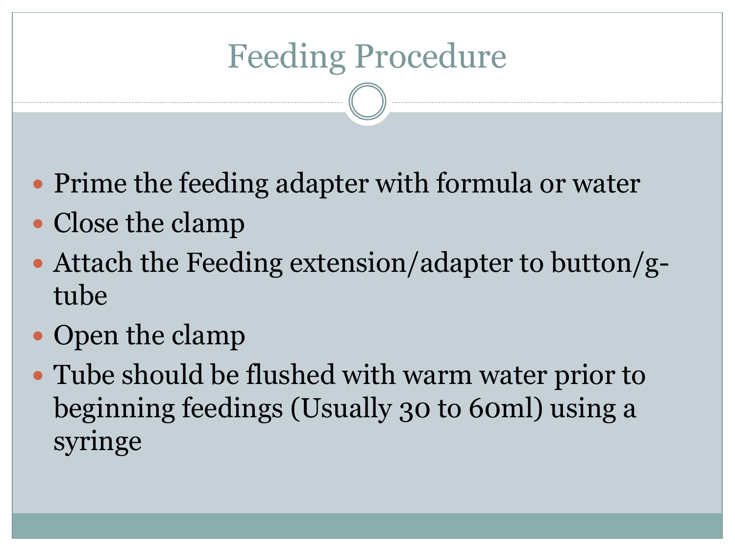# Feeding Procedure

- Prime the feeding adapter with formula or water
- Close the clamp
- Attach the Feeding extension/adapter to button/g-tube
- Open the clamp
- Tube should be flushed with warm water prior to beginning feedings (Usually 30 to 60ml) using a syringe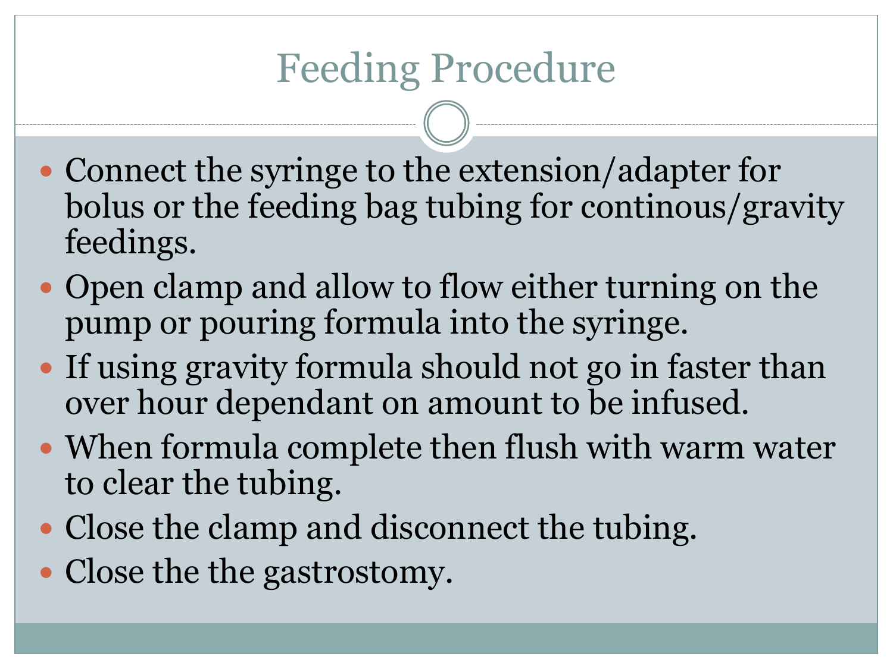# Feeding Procedure

- Connect the syringe to the extension/adapter for bolus or the feeding bag tubing for continous/gravity feedings.
- Open clamp and allow to flow either turning on the pump or pouring formula into the syringe.
- If using gravity formula should not go in faster than over hour dependant on amount to be infused.
- When formula complete then flush with warm water to clear the tubing.
- Close the clamp and disconnect the tubing.
- Close the the gastrostomy.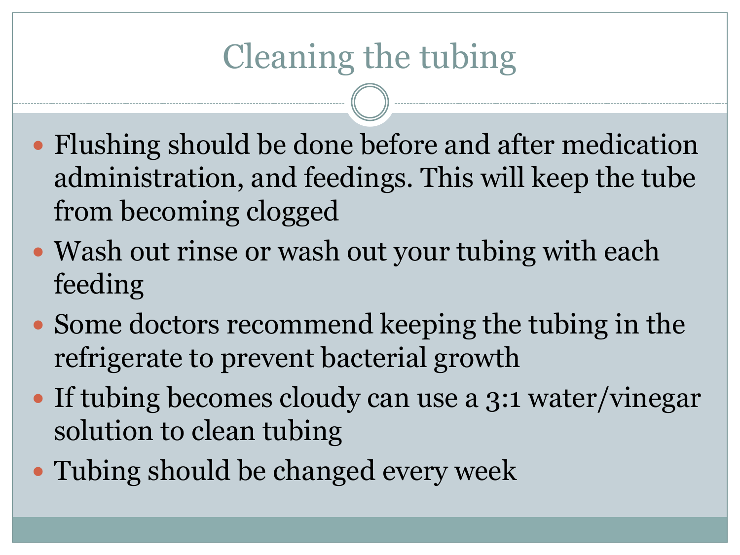# Cleaning the tubing

- Flushing should be done before and after medication administration, and feedings. This will keep the tube from becoming clogged
- Wash out rinse or wash out your tubing with each feeding
- Some doctors recommend keeping the tubing in the refrigerate to prevent bacterial growth
- If tubing becomes cloudy can use a 3:1 water/vinegar solution to clean tubing
- Tubing should be changed every week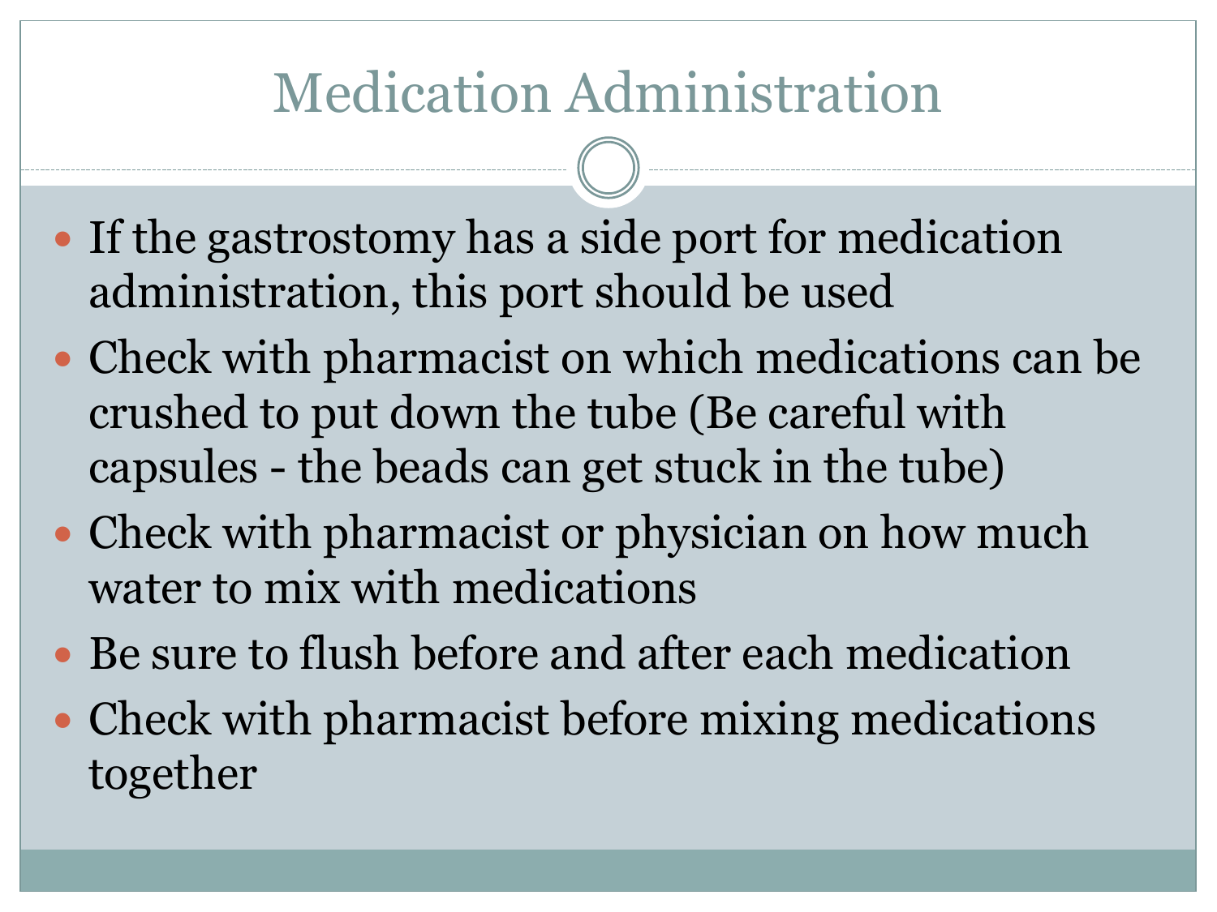# Medication Administration

- If the gastrostomy has a side port for medication administration, this port should be used
- Check with pharmacist on which medications can be crushed to put down the tube (Be careful with capsules - the beads can get stuck in the tube)
- Check with pharmacist or physician on how much water to mix with medications
- Be sure to flush before and after each medication
- Check with pharmacist before mixing medications together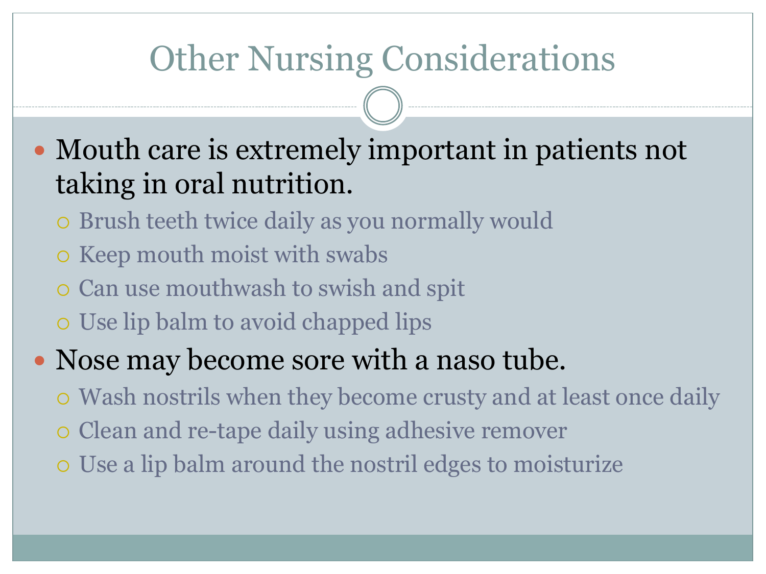# Other Nursing Considerations

- Mouth care is extremely important in patients not taking in oral nutrition.
  - Brush teeth twice daily as you normally would
  - Keep mouth moist with swabs
  - Can use mouthwash to swish and spit
  - Use lip balm to avoid chapped lips
- Nose may become sore with a naso tube.
  - Wash nostrils when they become crusty and at least once daily
  - Clean and re-tape daily using adhesive remover
  - Use a lip balm around the nostril edges to moisturize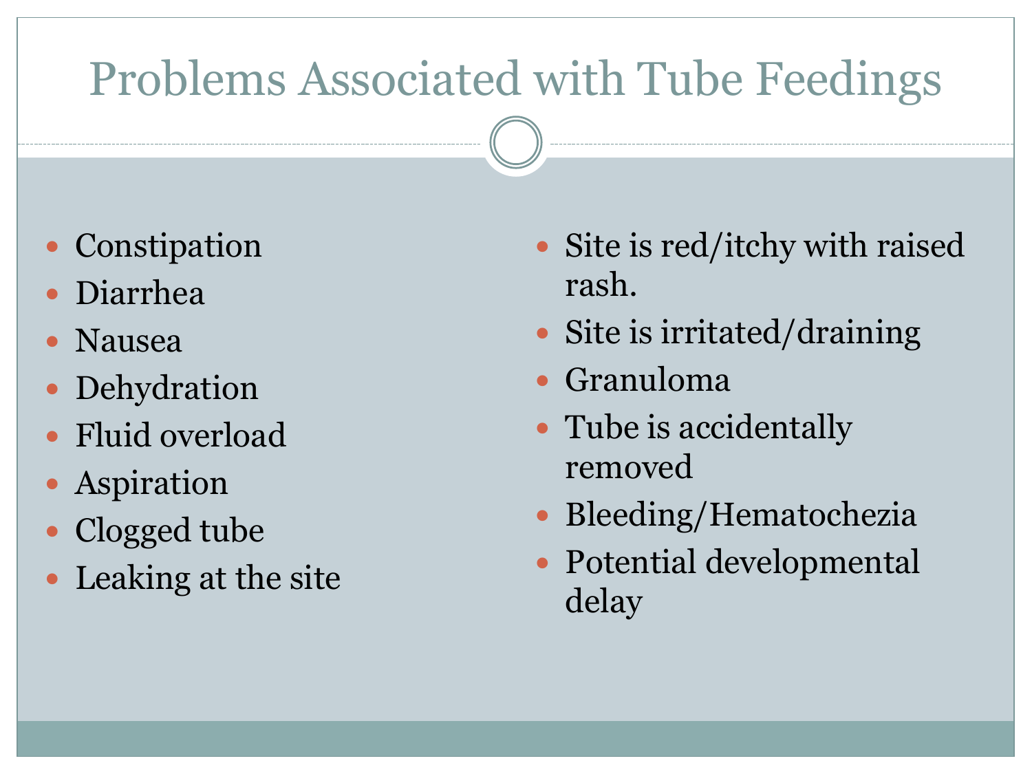# Problems Associated with Tube Feedings

- Constipation
- Diarrhea
- Nausea
- Dehydration
- Fluid overload
- Aspiration
- Clogged tube
- Leaking at the site
- Site is red/itchy with raised rash.
- Site is irritated/draining
- Granuloma
- Tube is accidentally removed
- Bleeding/Hematochezia
- Potential developmental delay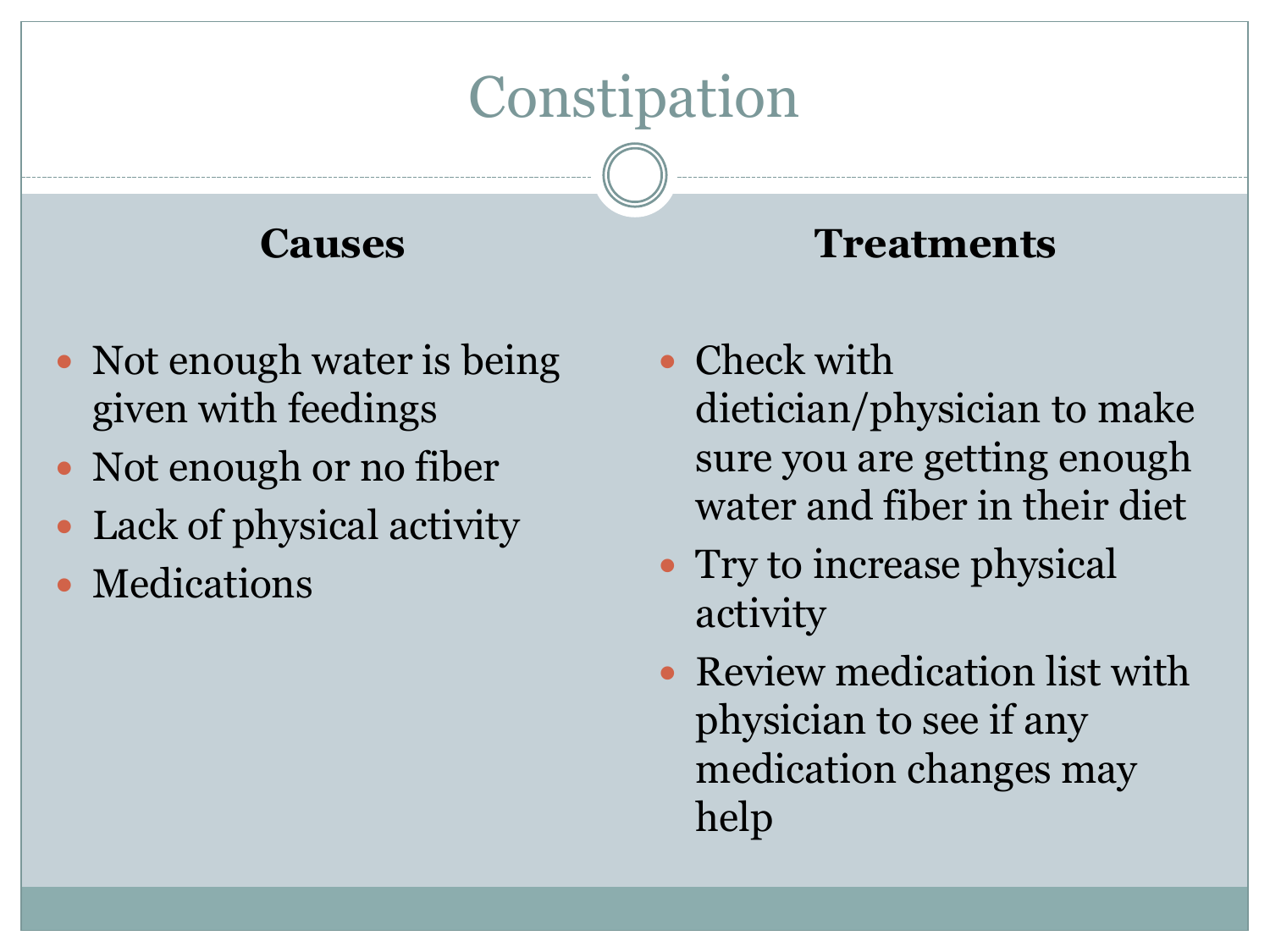# Constipation

## Causes

- Not enough water is being given with feedings
- Not enough or no fiber
- Lack of physical activity
- Medications

## Treatments

- Check with dietician/physician to make sure you are getting enough water and fiber in their diet
- Try to increase physical activity
- Review medication list with physician to see if any medication changes may help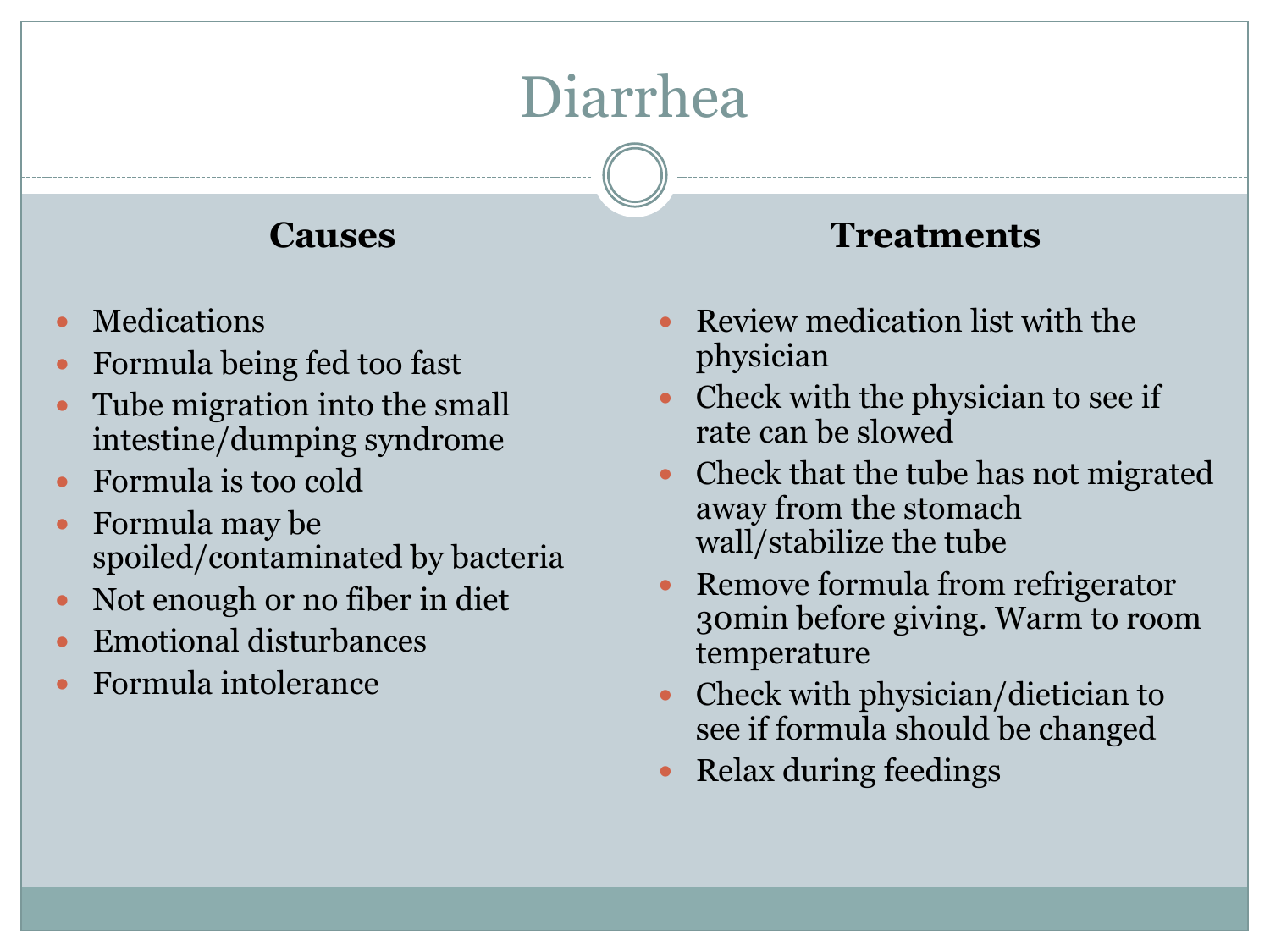# Diarrhea

**Causes**

- Medications
- Formula being fed too fast
- Tube migration into the small intestine/dumping syndrome
- Formula is too cold
- Formula may be spoiled/contaminated by bacteria
- Not enough or no fiber in diet
- Emotional disturbances
- Formula intolerance

**Treatments**

- Review medication list with the physician
- Check with the physician to see if rate can be slowed
- Check that the tube has not migrated away from the stomach wall/stabilize the tube
- Remove formula from refrigerator 30min before giving. Warm to room temperature
- Check with physician/dietician to see if formula should be changed
- Relax during feedings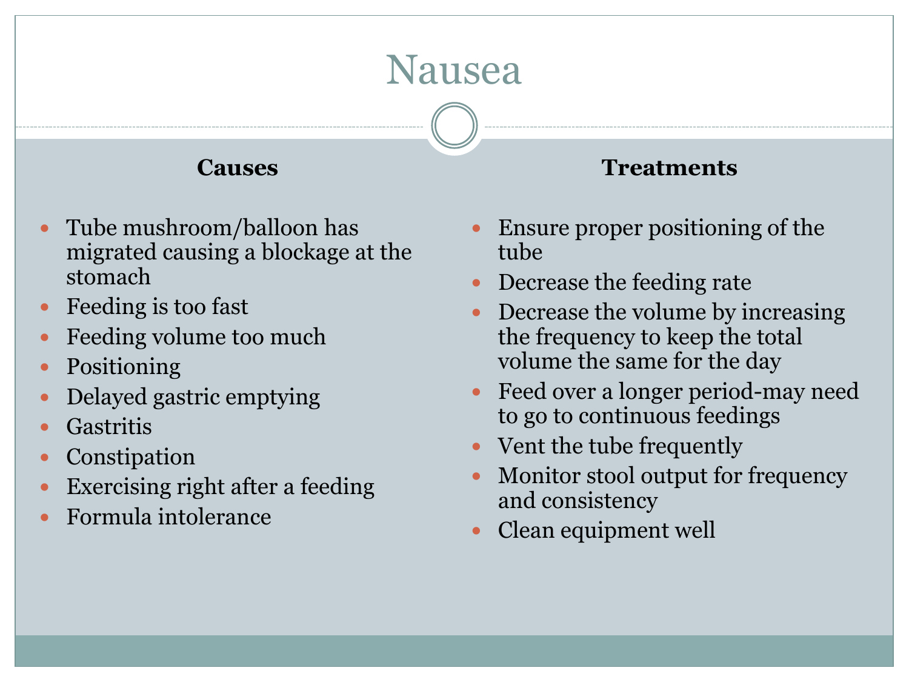# Nausea

### Causes

- Tube mushroom/balloon has migrated causing a blockage at the stomach
- Feeding is too fast
- Feeding volume too much
- Positioning
- Delayed gastric emptying
- Gastritis
- Constipation
- Exercising right after a feeding
- Formula intolerance

### Treatments

- Ensure proper positioning of the tube
- Decrease the feeding rate
- Decrease the volume by increasing the frequency to keep the total volume the same for the day
- Feed over a longer period-may need to go to continuous feedings
- Vent the tube frequently
- Monitor stool output for frequency and consistency
- Clean equipment well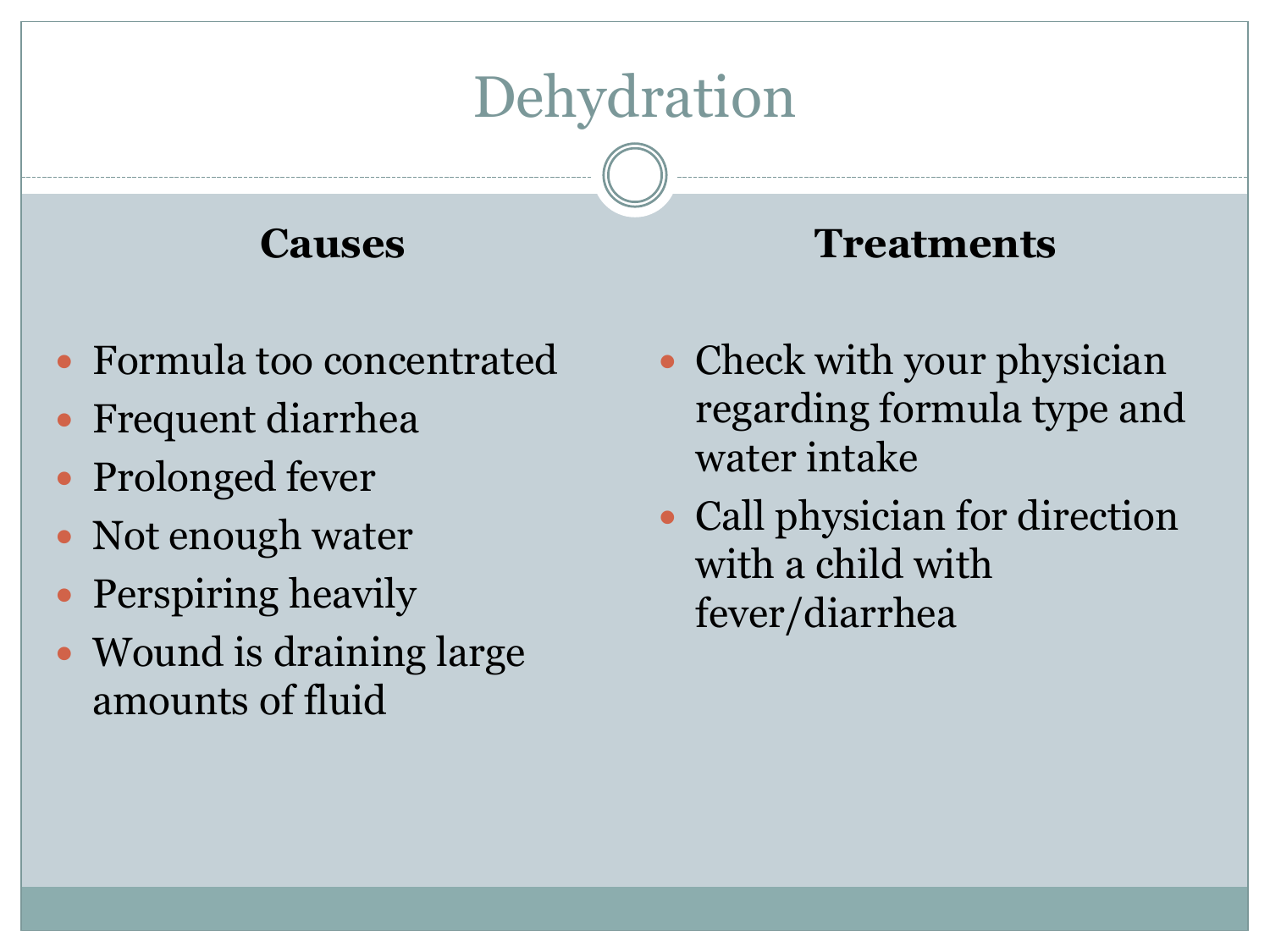# Dehydration

**Causes**

- Formula too concentrated
- Frequent diarrhea
- Prolonged fever
- Not enough water
- Perspiring heavily
- Wound is draining large amounts of fluid

**Treatments**

- Check with your physician regarding formula type and water intake
- Call physician for direction with a child with fever/diarrhea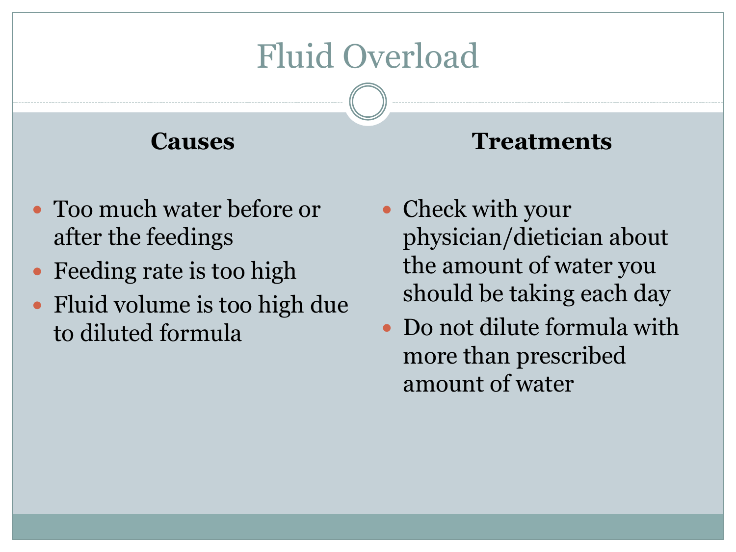# Fluid Overload

## Causes

- Too much water before or after the feedings
- Feeding rate is too high
- Fluid volume is too high due to diluted formula

## Treatments

- Check with your physician/dietician about the amount of water you should be taking each day
- Do not dilute formula with more than prescribed amount of water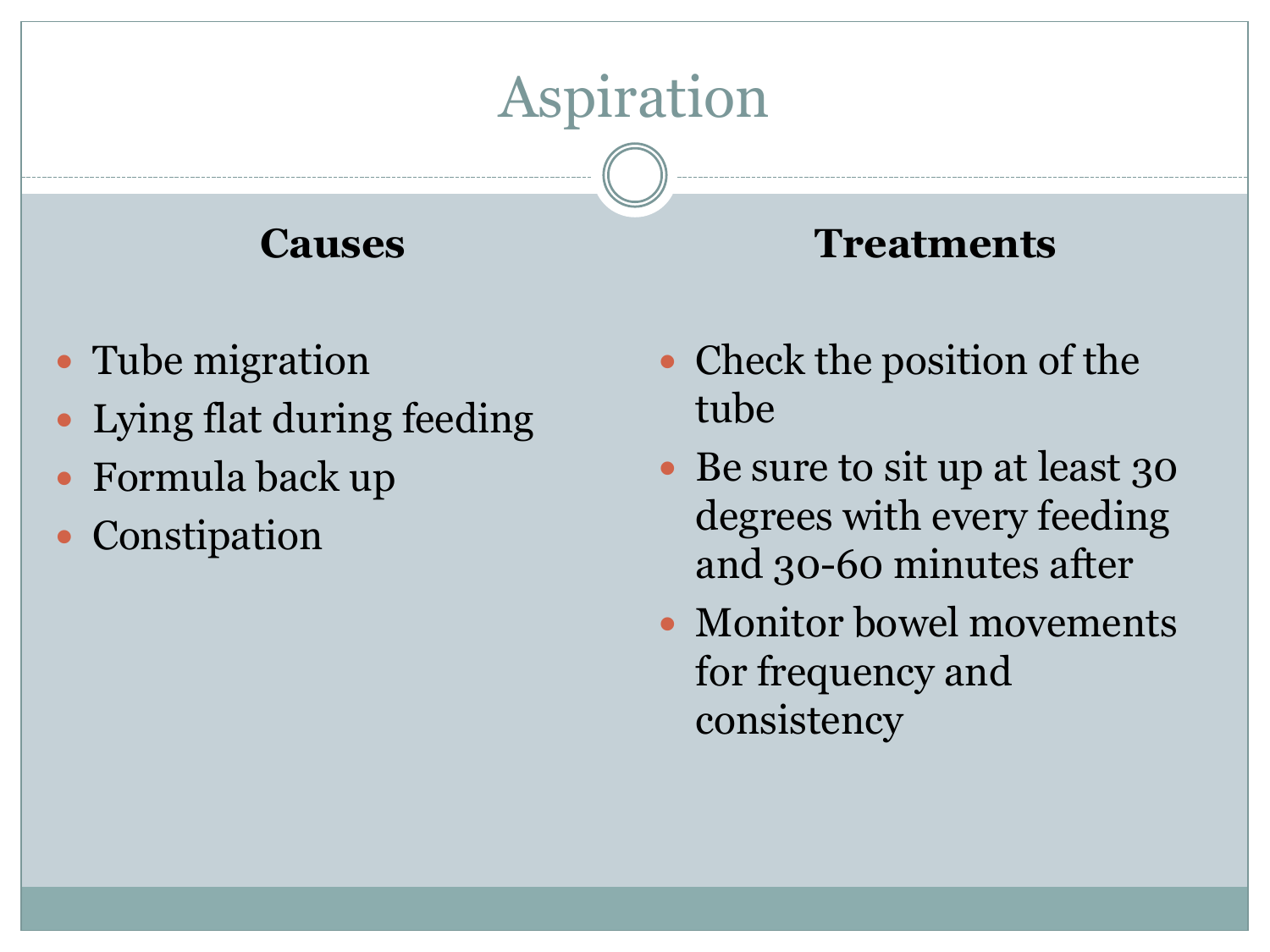# Aspiration

**Causes**

- Tube migration
- Lying flat during feeding
- Formula back up
- Constipation

**Treatments**

- Check the position of the tube
- Be sure to sit up at least 30 degrees with every feeding and 30-60 minutes after
- Monitor bowel movements for frequency and consistency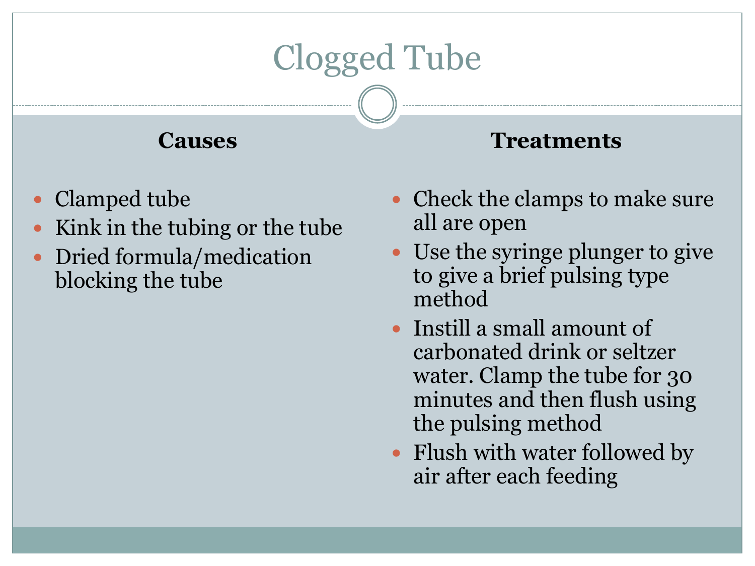# Clogged Tube

**Causes**

- Clamped tube
- Kink in the tubing or the tube
- Dried formula/medication blocking the tube

**Treatments**

- Check the clamps to make sure all are open
- Use the syringe plunger to give to give a brief pulsing type method
- Instill a small amount of carbonated drink or seltzer water. Clamp the tube for 30 minutes and then flush using the pulsing method
- Flush with water followed by air after each feeding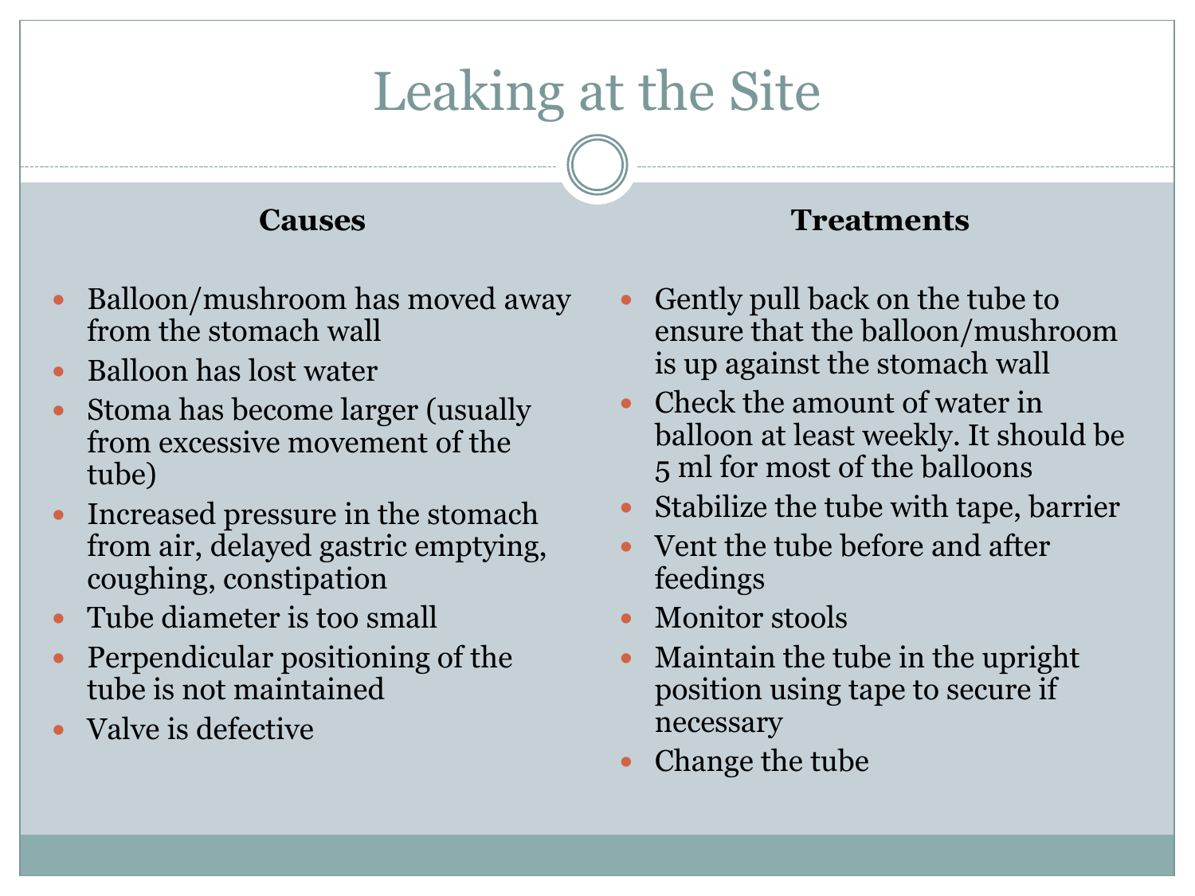# Leaking at the Site

## Causes

- Balloon/mushroom has moved away from the stomach wall
- Balloon has lost water
- Stoma has become larger (usually from excessive movement of the tube)
- Increased pressure in the stomach from air, delayed gastric emptying, coughing, constipation
- Tube diameter is too small
- Perpendicular positioning of the tube is not maintained
- Valve is defective

## Treatments

- Gently pull back on the tube to ensure that the balloon/mushroom is up against the stomach wall
- Check the amount of water in balloon at least weekly. It should be 5 ml for most of the balloons
- Stabilize the tube with tape, barrier
- Vent the tube before and after feedings
- Monitor stools
- Maintain the tube in the upright position using tape to secure if necessary
- Change the tube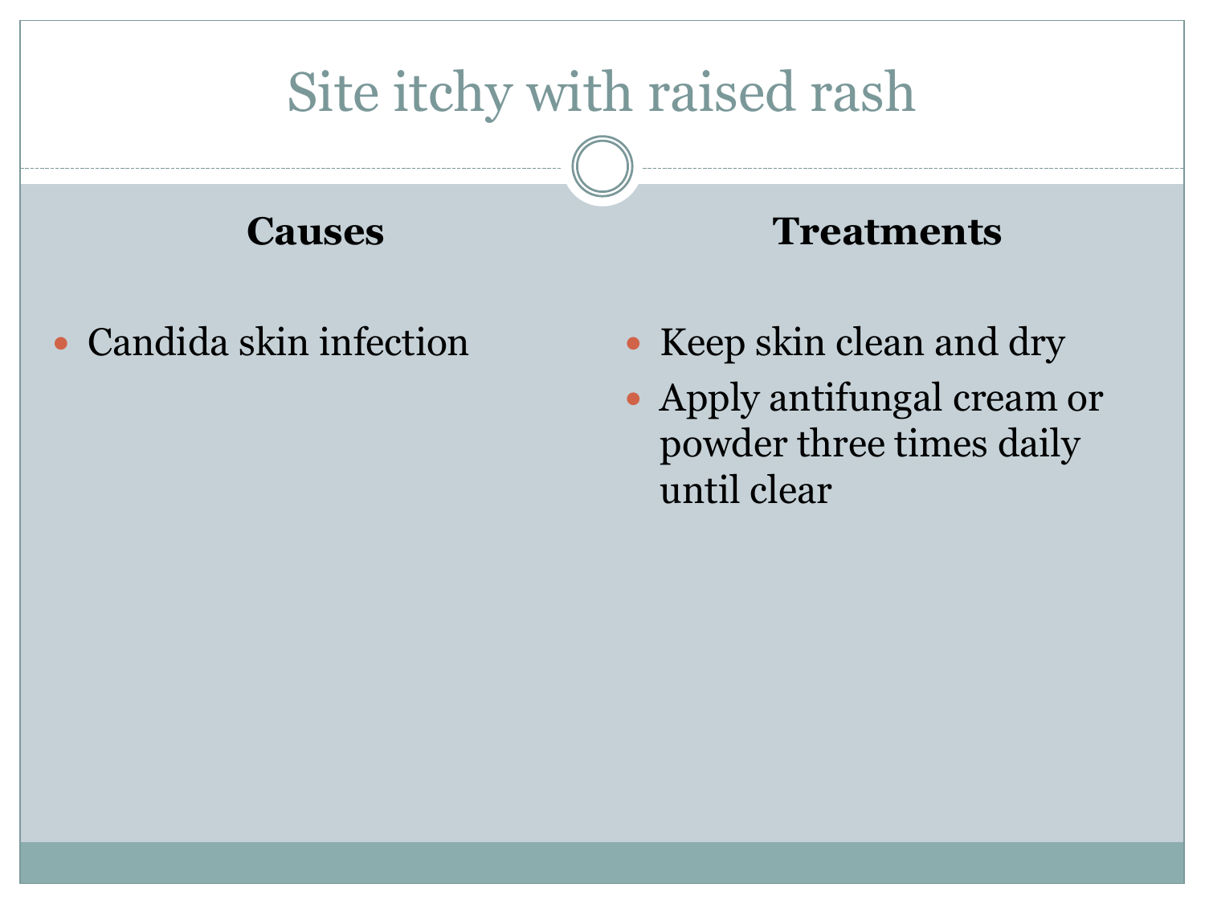# Site itchy with raised rash

**Causes**

- Candida skin infection

**Treatments**

- Keep skin clean and dry
- Apply antifungal cream or powder three times daily until clear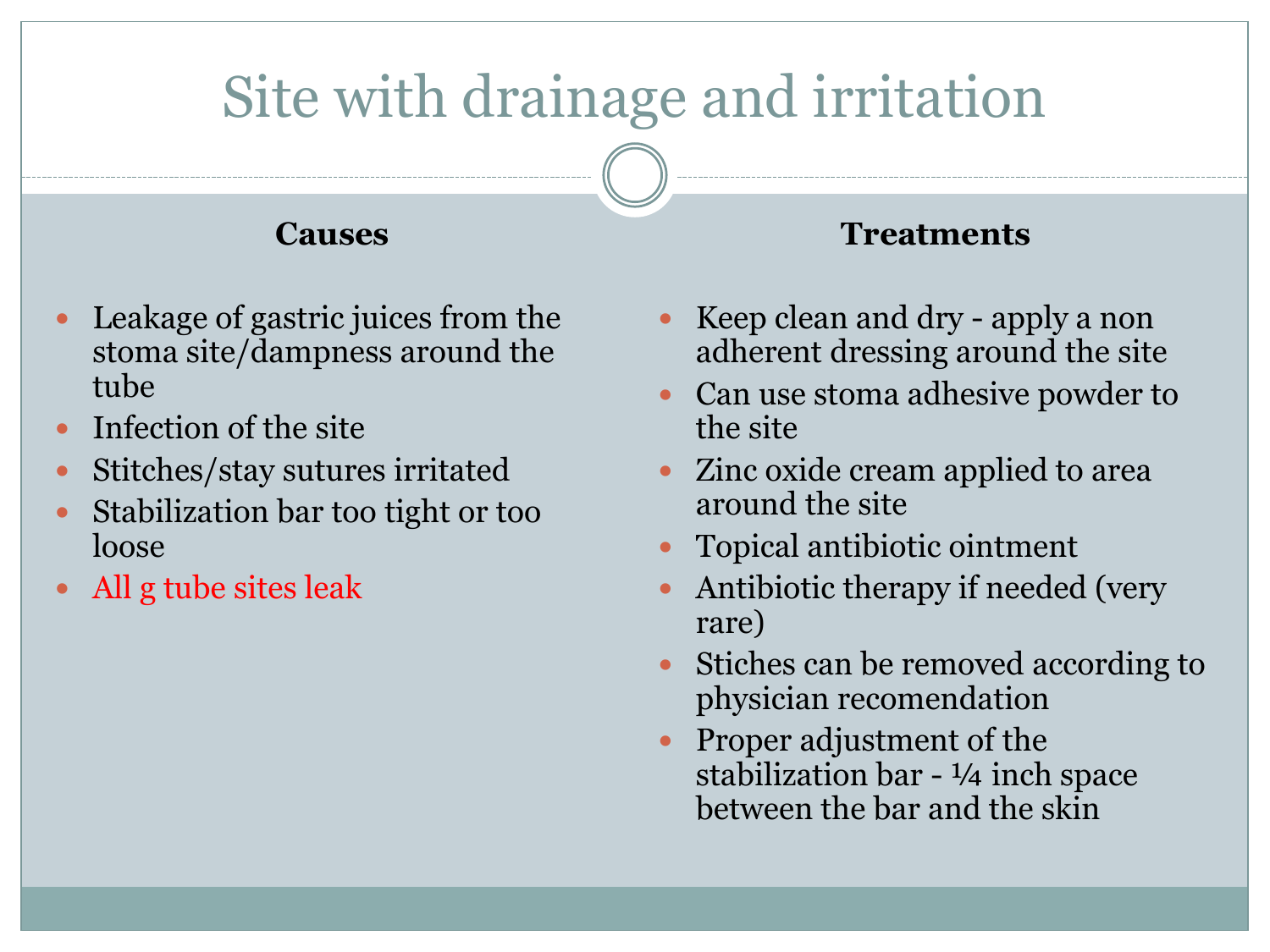# Site with drainage and irritation

**Causes**

- Leakage of gastric juices from the stoma site/dampness around the tube
- Infection of the site
- Stitches/stay sutures irritated
- Stabilization bar too tight or too loose
- All g tube sites leak

**Treatments**

- Keep clean and dry - apply a non adherent dressing around the site
- Can use stoma adhesive powder to the site
- Zinc oxide cream applied to area around the site
- Topical antibiotic ointment
- Antibiotic therapy if needed (very rare)
- Stiches can be removed according to physician recomendation
- Proper adjustment of the stabilization bar - ¼ inch space between the bar and the skin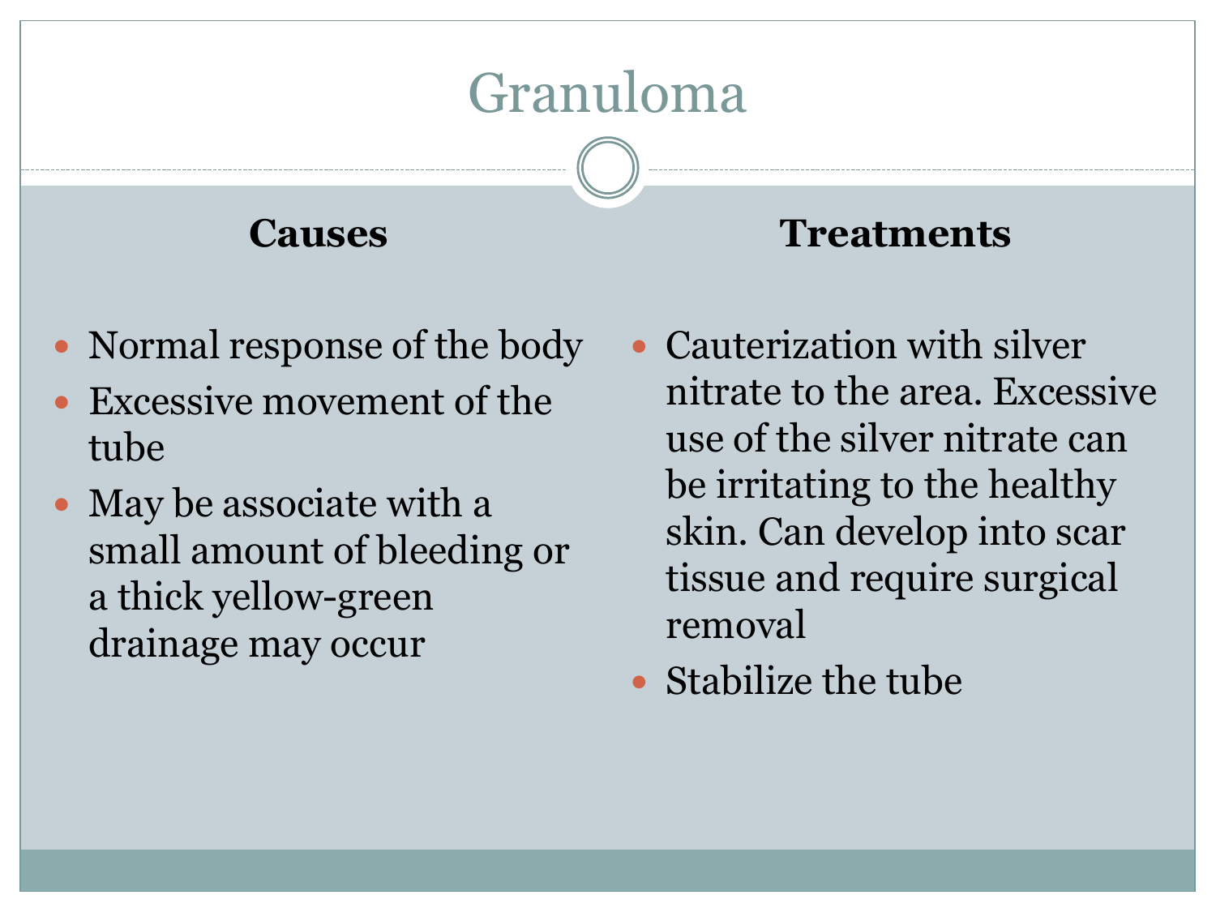# Granuloma

### Causes

- Normal response of the body
- Excessive movement of the tube
- May be associate with a small amount of bleeding or a thick yellow-green drainage may occur

### Treatments

- Cauterization with silver nitrate to the area. Excessive use of the silver nitrate can be irritating to the healthy skin. Can develop into scar tissue and require surgical removal
- Stabilize the tube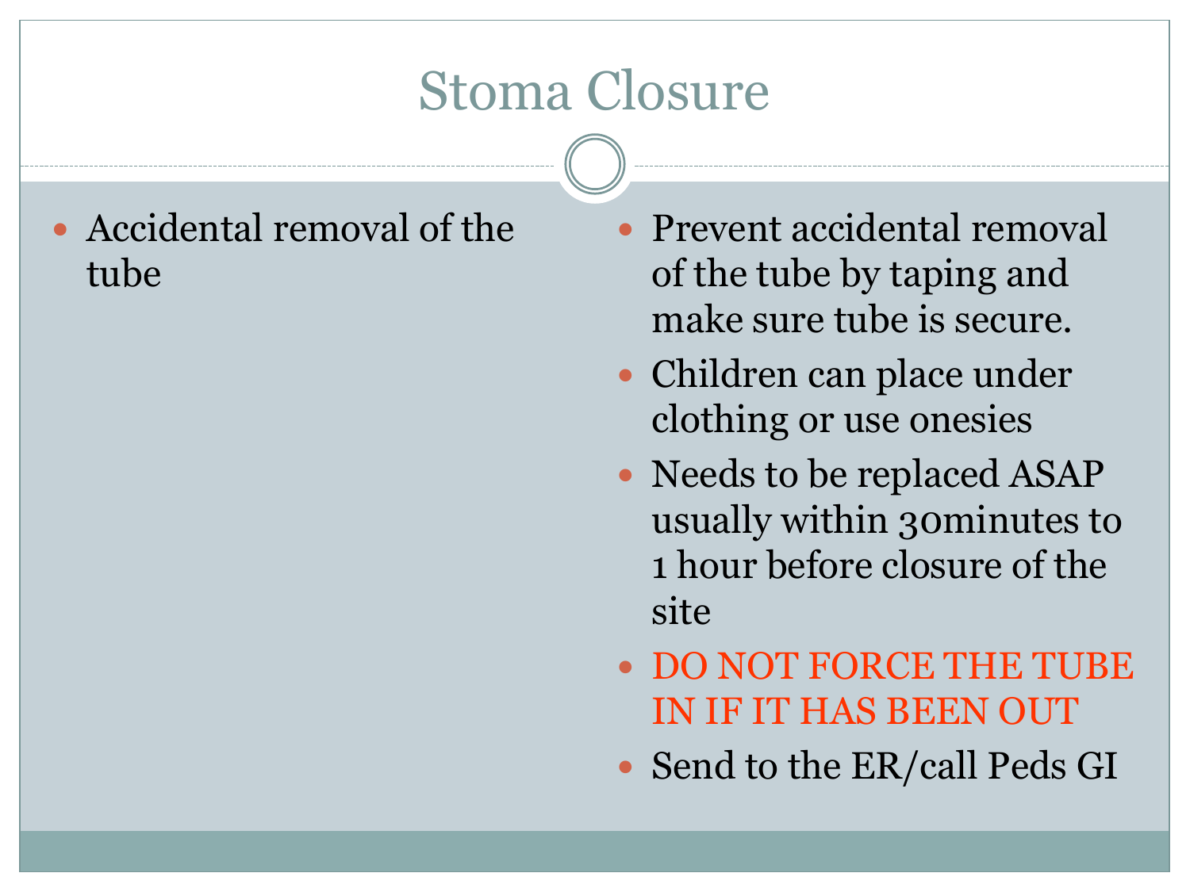# Stoma Closure

- Accidental removal of the tube

- Prevent accidental removal of the tube by taping and make sure tube is secure.
- Children can place under clothing or use onesies
- Needs to be replaced ASAP usually within 30minutes to 1 hour before closure of the site
- DO NOT FORCE THE TUBE IN IF IT HAS BEEN OUT
- Send to the ER/call Peds GI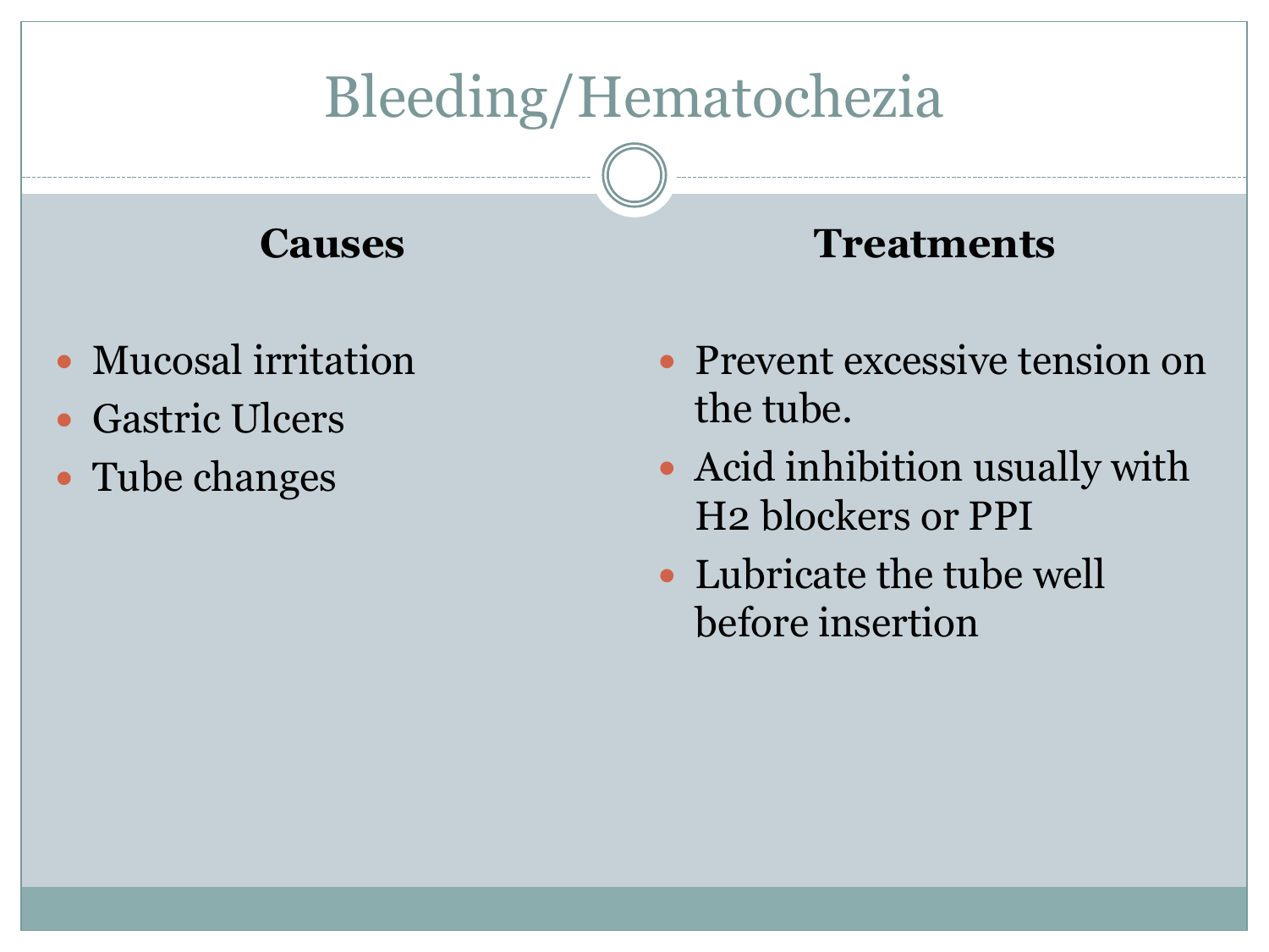# Bleeding/Hematochezia

**Causes**

- Mucosal irritation
- Gastric Ulcers
- Tube changes

**Treatments**

- Prevent excessive tension on the tube.
- Acid inhibition usually with H2 blockers or PPI
- Lubricate the tube well before insertion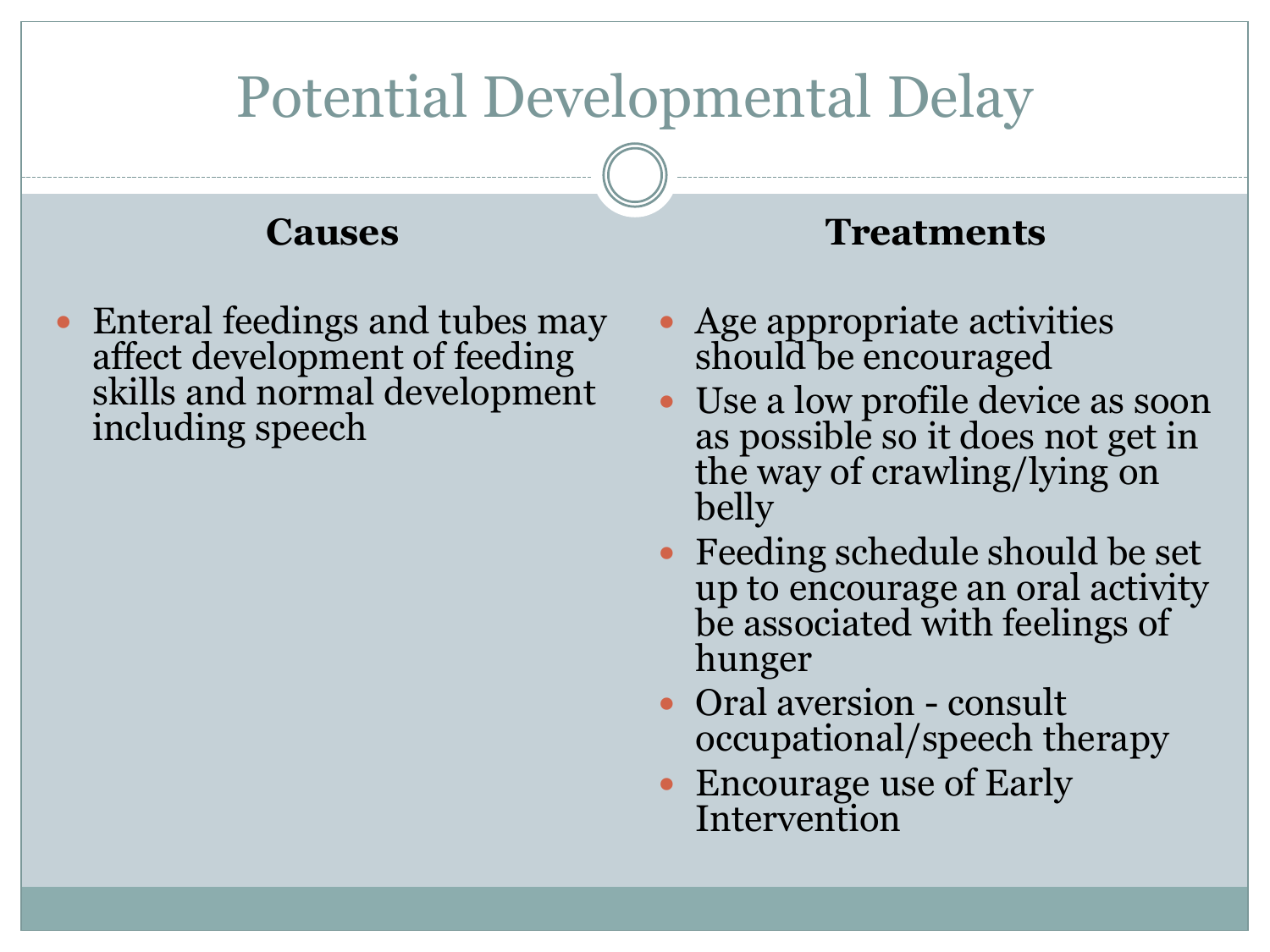# Potential Developmental Delay

**Causes**

- Enteral feedings and tubes may affect development of feeding skills and normal development including speech

**Treatments**

- Age appropriate activities should be encouraged
- Use a low profile device as soon as possible so it does not get in the way of crawling/lying on belly
- Feeding schedule should be set up to encourage an oral activity be associated with feelings of hunger
- Oral aversion - consult occupational/speech therapy
- Encourage use of Early Intervention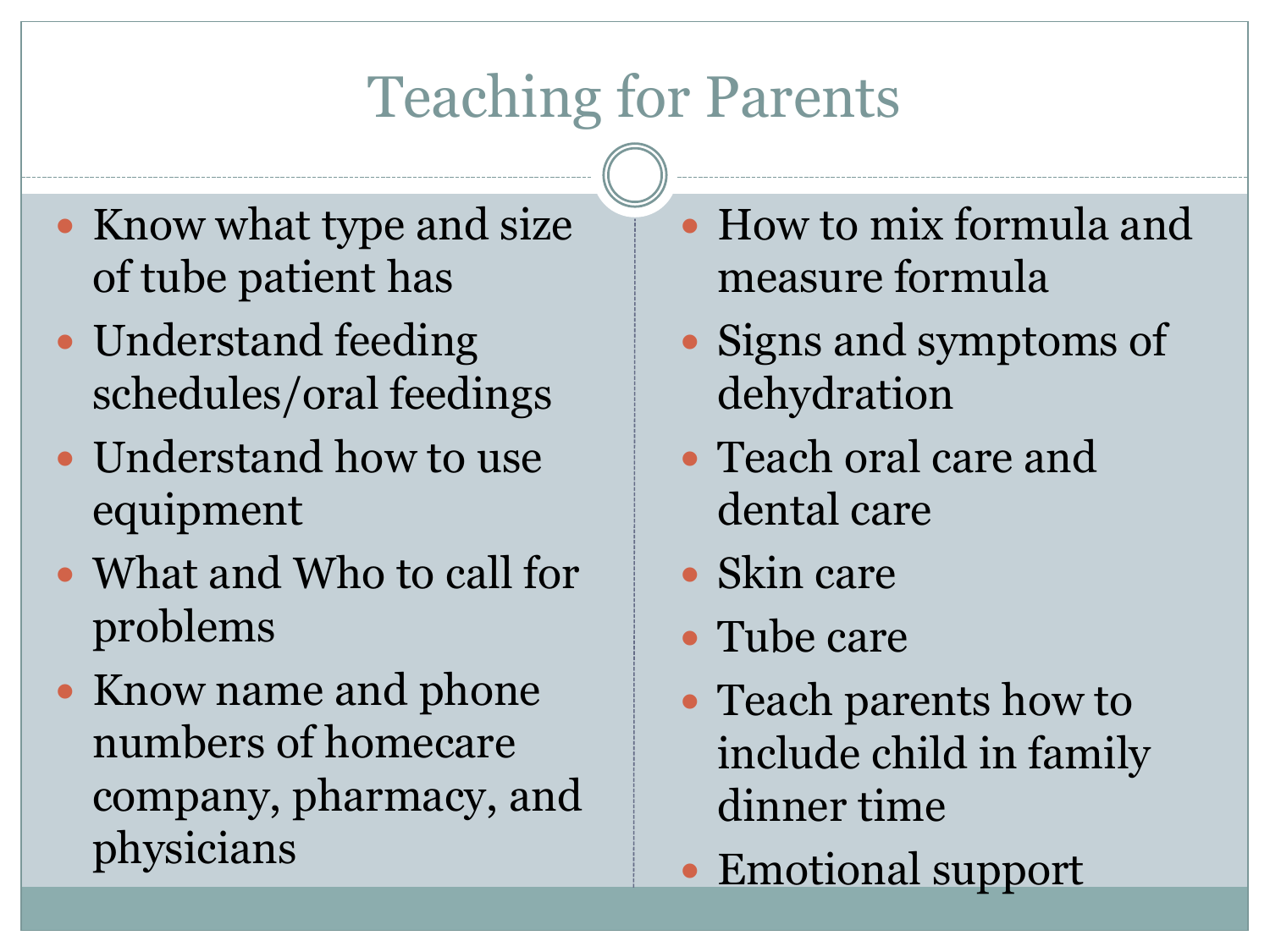# Teaching for Parents

- Know what type and size of tube patient has
- Understand feeding schedules/oral feedings
- Understand how to use equipment
- What and Who to call for problems
- Know name and phone numbers of homecare company, pharmacy, and physicians
- How to mix formula and measure formula
- Signs and symptoms of dehydration
- Teach oral care and dental care
- Skin care
- Tube care
- Teach parents how to include child in family dinner time
- Emotional support